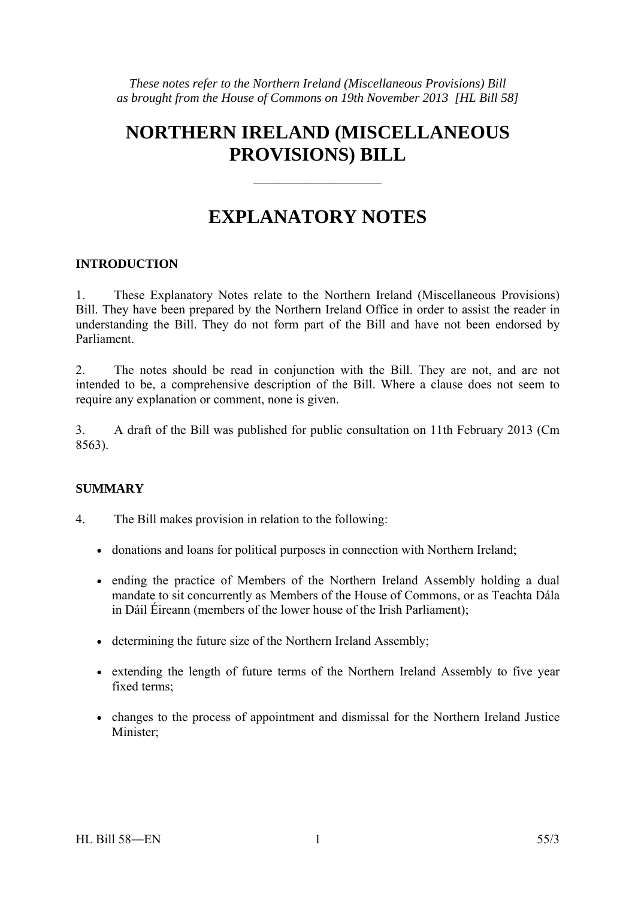*These notes refer to the Northern Ireland (Miscellaneous Provisions) Bill as brought from the House of Commons on 19th November 2013 [HL Bill 58]*

# NORTHERN IRELAND (MISCELLANEOUS PROVISIONS) BILL

---

# EXPLANATORY NOTES

## INTRODUCTION

1. These Explanatory Notes relate to the Northern Ireland (Miscellaneous Provisions) Bill. They have been prepared by the Northern Ireland Office in order to assist the reader in understanding the Bill. They do not form part of the Bill and have not been endorsed by Parliament.

2. The notes should be read in conjunction with the Bill. They are not, and are not intended to be, a comprehensive description of the Bill. Where a clause does not seem to require any explanation or comment, none is given.

3. A draft of the Bill was published for public consultation on 11th February 2013 (Cm 8563).

## SUMMARY

4. The Bill makes provision in relation to the following:

- donations and loans for political purposes in connection with Northern Ireland;
- ending the practice of Members of the Northern Ireland Assembly holding a dual mandate to sit concurrently as Members of the House of Commons, or as Teachta Dála in Dáil Éireann (members of the lower house of the Irish Parliament);
- determining the future size of the Northern Ireland Assembly;
- extending the length of future terms of the Northern Ireland Assembly to five year fixed terms;
- changes to the process of appointment and dismissal for the Northern Ireland Justice Minister;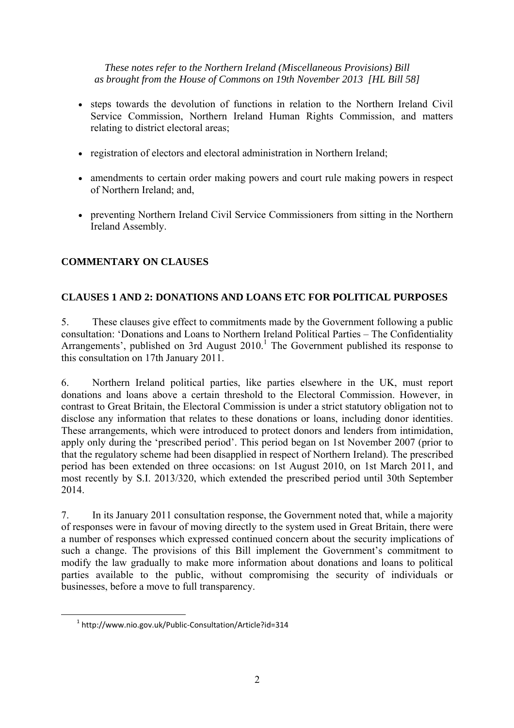*These notes refer to the Northern Ireland (Miscellaneous Provisions) Bill as brought from the House of Commons on 19th November 2013 [HL Bill 58]*

- steps towards the devolution of functions in relation to the Northern Ireland Civil Service Commission, Northern Ireland Human Rights Commission, and matters relating to district electoral areas;
- registration of electors and electoral administration in Northern Ireland;
- amendments to certain order making powers and court rule making powers in respect of Northern Ireland; and,
- preventing Northern Ireland Civil Service Commissioners from sitting in the Northern Ireland Assembly.

## COMMENTARY ON CLAUSES

### CLAUSES 1 AND 2: DONATIONS AND LOANS ETC FOR POLITICAL PURPOSES

5. These clauses give effect to commitments made by the Government following a public consultation: 'Donations and Loans to Northern Ireland Political Parties – The Confidentiality Arrangements', published on 3rd August 2010.[1] The Government published its response to this consultation on 17th January 2011.

6. Northern Ireland political parties, like parties elsewhere in the UK, must report donations and loans above a certain threshold to the Electoral Commission. However, in contrast to Great Britain, the Electoral Commission is under a strict statutory obligation not to disclose any information that relates to these donations or loans, including donor identities. These arrangements, which were introduced to protect donors and lenders from intimidation, apply only during the 'prescribed period'. This period began on 1st November 2007 (prior to that the regulatory scheme had been disapplied in respect of Northern Ireland). The prescribed period has been extended on three occasions: on 1st August 2010, on 1st March 2011, and most recently by S.I. 2013/320, which extended the prescribed period until 30th September 2014.

7. In its January 2011 consultation response, the Government noted that, while a majority of responses were in favour of moving directly to the system used in Great Britain, there were a number of responses which expressed continued concern about the security implications of such a change. The provisions of this Bill implement the Government's commitment to modify the law gradually to make more information about donations and loans to political parties available to the public, without compromising the security of individuals or businesses, before a move to full transparency.

[1] http://www.nio.gov.uk/Public-Consultation/Article?id=314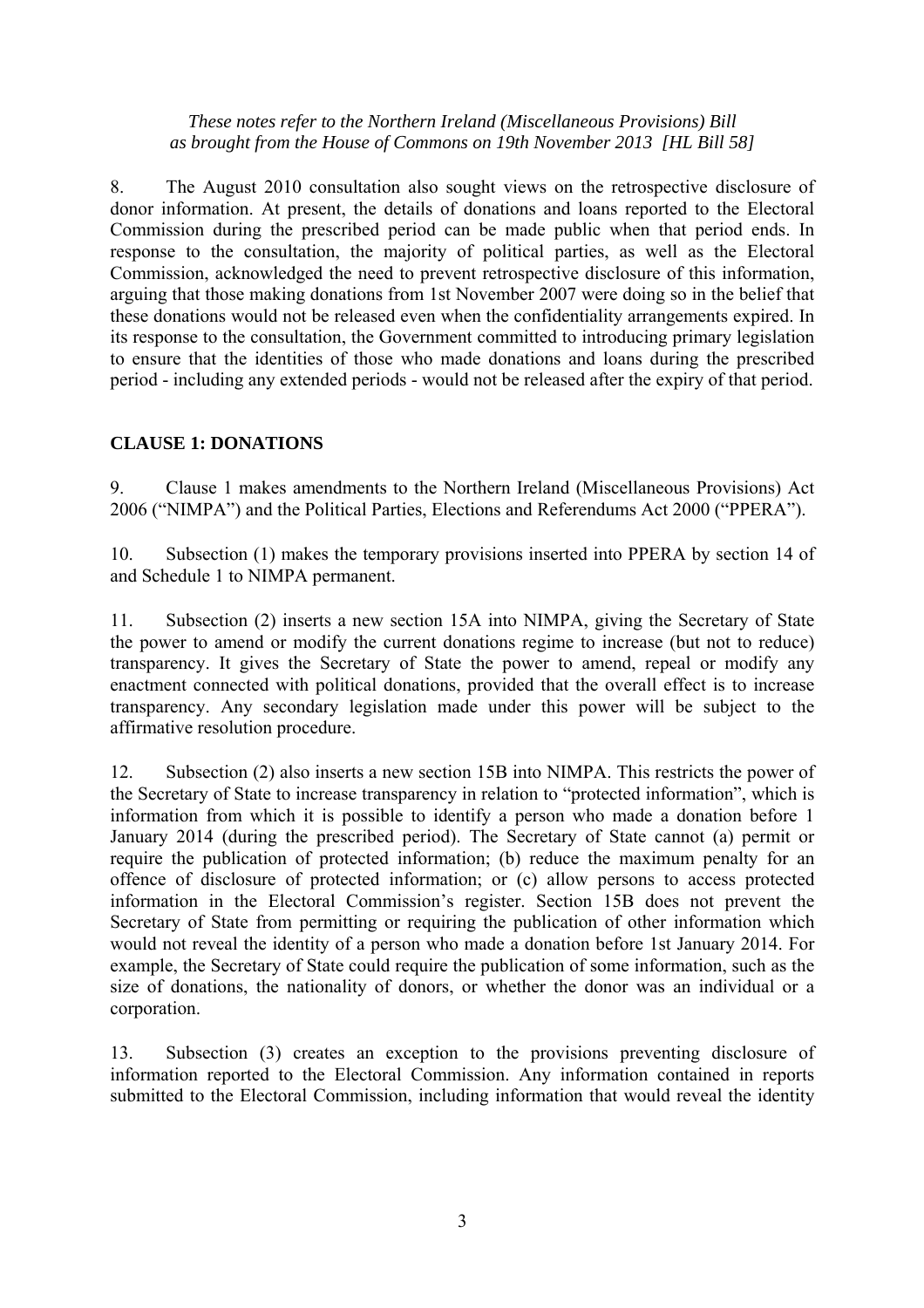*These notes refer to the Northern Ireland (Miscellaneous Provisions) Bill as brought from the House of Commons on 19th November 2013 [HL Bill 58]*

8. The August 2010 consultation also sought views on the retrospective disclosure of donor information. At present, the details of donations and loans reported to the Electoral Commission during the prescribed period can be made public when that period ends. In response to the consultation, the majority of political parties, as well as the Electoral Commission, acknowledged the need to prevent retrospective disclosure of this information, arguing that those making donations from 1st November 2007 were doing so in the belief that these donations would not be released even when the confidentiality arrangements expired. In its response to the consultation, the Government committed to introducing primary legislation to ensure that the identities of those who made donations and loans during the prescribed period - including any extended periods - would not be released after the expiry of that period.

## CLAUSE 1: DONATIONS

9. Clause 1 makes amendments to the Northern Ireland (Miscellaneous Provisions) Act 2006 ("NIMPA") and the Political Parties, Elections and Referendums Act 2000 ("PPERA").

10. Subsection (1) makes the temporary provisions inserted into PPERA by section 14 of and Schedule 1 to NIMPA permanent.

11. Subsection (2) inserts a new section 15A into NIMPA, giving the Secretary of State the power to amend or modify the current donations regime to increase (but not to reduce) transparency. It gives the Secretary of State the power to amend, repeal or modify any enactment connected with political donations, provided that the overall effect is to increase transparency. Any secondary legislation made under this power will be subject to the affirmative resolution procedure.

12. Subsection (2) also inserts a new section 15B into NIMPA. This restricts the power of the Secretary of State to increase transparency in relation to "protected information", which is information from which it is possible to identify a person who made a donation before 1 January 2014 (during the prescribed period). The Secretary of State cannot (a) permit or require the publication of protected information; (b) reduce the maximum penalty for an offence of disclosure of protected information; or (c) allow persons to access protected information in the Electoral Commission's register. Section 15B does not prevent the Secretary of State from permitting or requiring the publication of other information which would not reveal the identity of a person who made a donation before 1st January 2014. For example, the Secretary of State could require the publication of some information, such as the size of donations, the nationality of donors, or whether the donor was an individual or a corporation.

13. Subsection (3) creates an exception to the provisions preventing disclosure of information reported to the Electoral Commission. Any information contained in reports submitted to the Electoral Commission, including information that would reveal the identity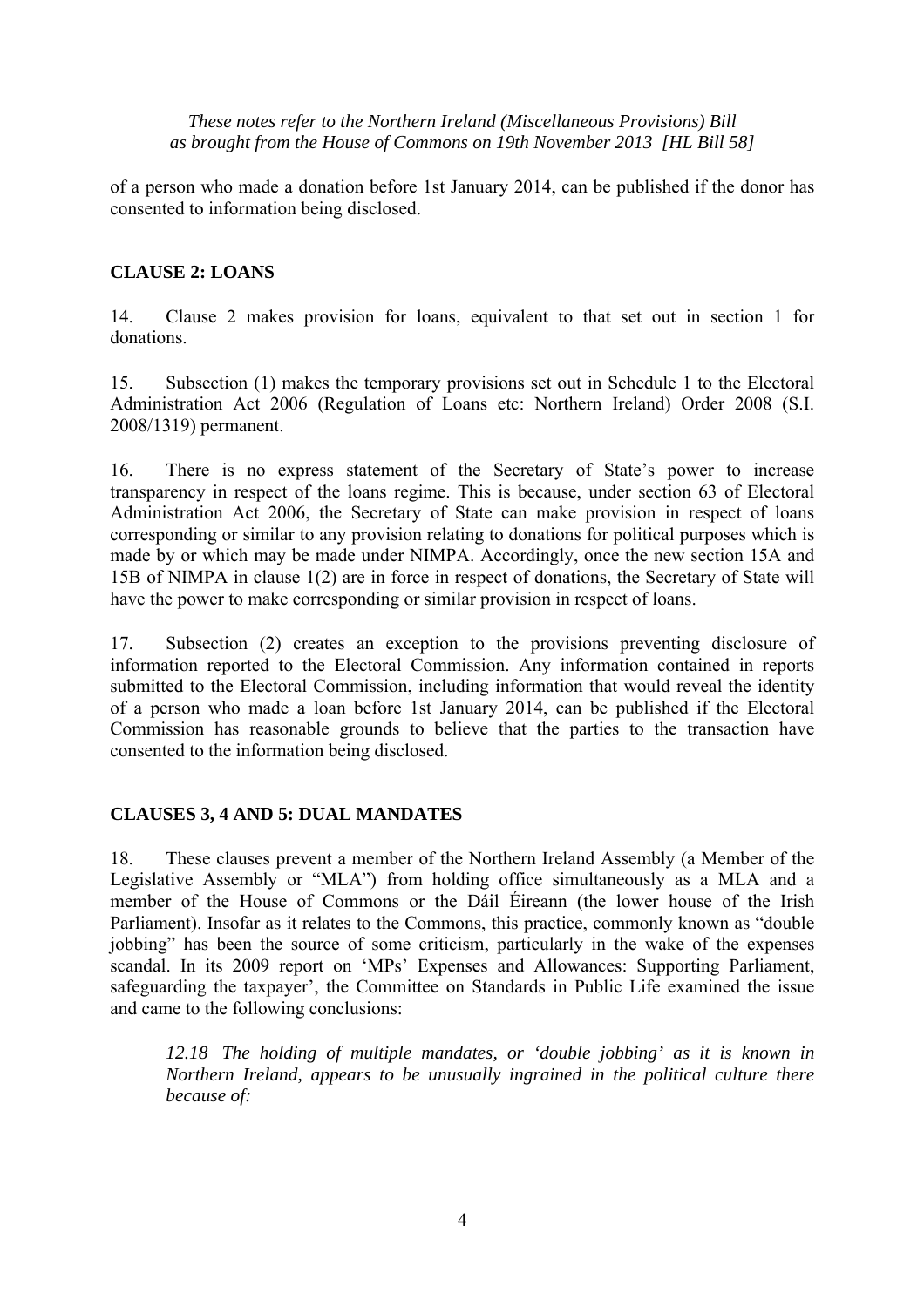of a person who made a donation before 1st January 2014, can be published if the donor has consented to information being disclosed.

## CLAUSE 2: LOANS

14. Clause 2 makes provision for loans, equivalent to that set out in section 1 for donations.

15. Subsection (1) makes the temporary provisions set out in Schedule 1 to the Electoral Administration Act 2006 (Regulation of Loans etc: Northern Ireland) Order 2008 (S.I. 2008/1319) permanent.

16. There is no express statement of the Secretary of State's power to increase transparency in respect of the loans regime. This is because, under section 63 of Electoral Administration Act 2006, the Secretary of State can make provision in respect of loans corresponding or similar to any provision relating to donations for political purposes which is made by or which may be made under NIMPA. Accordingly, once the new section 15A and 15B of NIMPA in clause 1(2) are in force in respect of donations, the Secretary of State will have the power to make corresponding or similar provision in respect of loans.

17. Subsection (2) creates an exception to the provisions preventing disclosure of information reported to the Electoral Commission. Any information contained in reports submitted to the Electoral Commission, including information that would reveal the identity of a person who made a loan before 1st January 2014, can be published if the Electoral Commission has reasonable grounds to believe that the parties to the transaction have consented to the information being disclosed.

## CLAUSES 3, 4 AND 5: DUAL MANDATES

18. These clauses prevent a member of the Northern Ireland Assembly (a Member of the Legislative Assembly or "MLA") from holding office simultaneously as a MLA and a member of the House of Commons or the Dáil Éireann (the lower house of the Irish Parliament). Insofar as it relates to the Commons, this practice, commonly known as "double jobbing" has been the source of some criticism, particularly in the wake of the expenses scandal. In its 2009 report on 'MPs' Expenses and Allowances: Supporting Parliament, safeguarding the taxpayer', the Committee on Standards in Public Life examined the issue and came to the following conclusions:

> *12.18 The holding of multiple mandates, or 'double jobbing' as it is known in Northern Ireland, appears to be unusually ingrained in the political culture there because of:*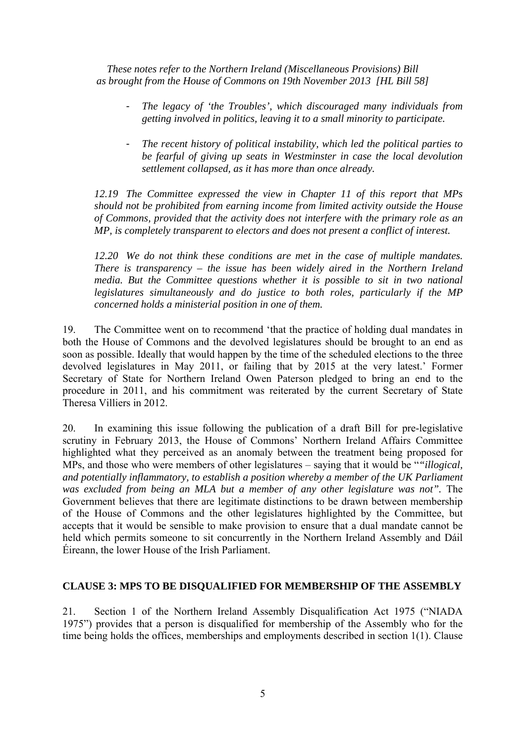*These notes refer to the Northern Ireland (Miscellaneous Provisions) Bill as brought from the House of Commons on 19th November 2013 [HL Bill 58]*

> - *The legacy of 'the Troubles', which discouraged many individuals from getting involved in politics, leaving it to a small minority to participate.*
>
> - *The recent history of political instability, which led the political parties to be fearful of giving up seats in Westminster in case the local devolution settlement collapsed, as it has more than once already.*
>
> *12.19 The Committee expressed the view in Chapter 11 of this report that MPs should not be prohibited from earning income from limited activity outside the House of Commons, provided that the activity does not interfere with the primary role as an MP, is completely transparent to electors and does not present a conflict of interest.*
>
> *12.20 We do not think these conditions are met in the case of multiple mandates. There is transparency – the issue has been widely aired in the Northern Ireland media. But the Committee questions whether it is possible to sit in two national legislatures simultaneously and do justice to both roles, particularly if the MP concerned holds a ministerial position in one of them.*

19. The Committee went on to recommend 'that the practice of holding dual mandates in both the House of Commons and the devolved legislatures should be brought to an end as soon as possible. Ideally that would happen by the time of the scheduled elections to the three devolved legislatures in May 2011, or failing that by 2015 at the very latest.' Former Secretary of State for Northern Ireland Owen Paterson pledged to bring an end to the procedure in 2011, and his commitment was reiterated by the current Secretary of State Theresa Villiers in 2012.

20. In examining this issue following the publication of a draft Bill for pre-legislative scrutiny in February 2013, the House of Commons' Northern Ireland Affairs Committee highlighted what they perceived as an anomaly between the treatment being proposed for MPs, and those who were members of other legislatures – saying that it would be "*"illogical, and potentially inflammatory, to establish a position whereby a member of the UK Parliament was excluded from being an MLA but a member of any other legislature was not".* The Government believes that there are legitimate distinctions to be drawn between membership of the House of Commons and the other legislatures highlighted by the Committee, but accepts that it would be sensible to make provision to ensure that a dual mandate cannot be held which permits someone to sit concurrently in the Northern Ireland Assembly and Dáil Éireann, the lower House of the Irish Parliament.

## CLAUSE 3: MPS TO BE DISQUALIFIED FOR MEMBERSHIP OF THE ASSEMBLY

21. Section 1 of the Northern Ireland Assembly Disqualification Act 1975 ("NIADA 1975") provides that a person is disqualified for membership of the Assembly who for the time being holds the offices, memberships and employments described in section 1(1). Clause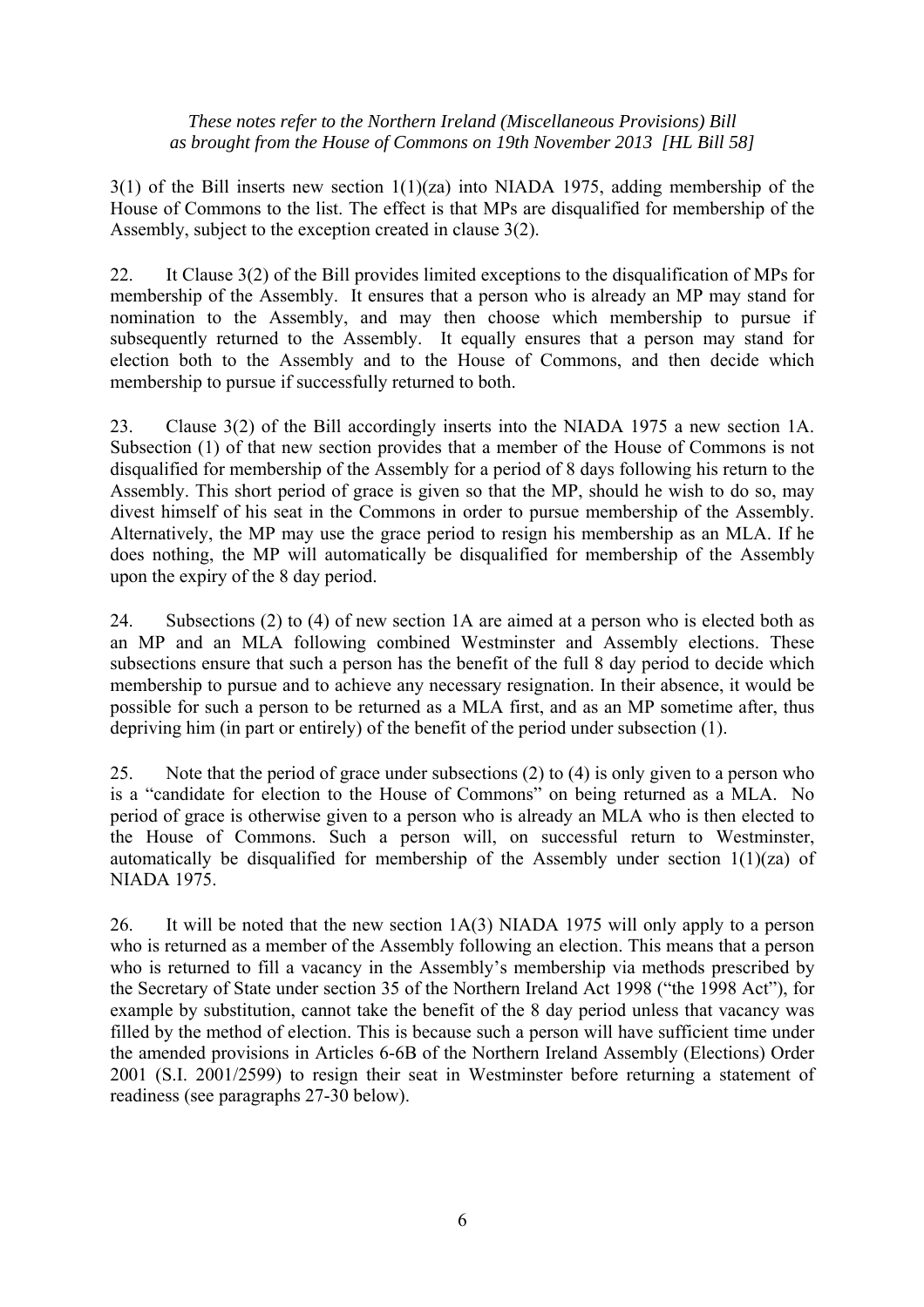3(1) of the Bill inserts new section 1(1)(za) into NIADA 1975, adding membership of the House of Commons to the list. The effect is that MPs are disqualified for membership of the Assembly, subject to the exception created in clause 3(2).

22. It Clause 3(2) of the Bill provides limited exceptions to the disqualification of MPs for membership of the Assembly. It ensures that a person who is already an MP may stand for nomination to the Assembly, and may then choose which membership to pursue if subsequently returned to the Assembly. It equally ensures that a person may stand for election both to the Assembly and to the House of Commons, and then decide which membership to pursue if successfully returned to both.

23. Clause 3(2) of the Bill accordingly inserts into the NIADA 1975 a new section 1A. Subsection (1) of that new section provides that a member of the House of Commons is not disqualified for membership of the Assembly for a period of 8 days following his return to the Assembly. This short period of grace is given so that the MP, should he wish to do so, may divest himself of his seat in the Commons in order to pursue membership of the Assembly. Alternatively, the MP may use the grace period to resign his membership as an MLA. If he does nothing, the MP will automatically be disqualified for membership of the Assembly upon the expiry of the 8 day period.

24. Subsections (2) to (4) of new section 1A are aimed at a person who is elected both as an MP and an MLA following combined Westminster and Assembly elections. These subsections ensure that such a person has the benefit of the full 8 day period to decide which membership to pursue and to achieve any necessary resignation. In their absence, it would be possible for such a person to be returned as a MLA first, and as an MP sometime after, thus depriving him (in part or entirely) of the benefit of the period under subsection (1).

25. Note that the period of grace under subsections (2) to (4) is only given to a person who is a "candidate for election to the House of Commons" on being returned as a MLA. No period of grace is otherwise given to a person who is already an MLA who is then elected to the House of Commons. Such a person will, on successful return to Westminster, automatically be disqualified for membership of the Assembly under section 1(1)(za) of NIADA 1975.

26. It will be noted that the new section 1A(3) NIADA 1975 will only apply to a person who is returned as a member of the Assembly following an election. This means that a person who is returned to fill a vacancy in the Assembly's membership via methods prescribed by the Secretary of State under section 35 of the Northern Ireland Act 1998 ("the 1998 Act"), for example by substitution, cannot take the benefit of the 8 day period unless that vacancy was filled by the method of election. This is because such a person will have sufficient time under the amended provisions in Articles 6-6B of the Northern Ireland Assembly (Elections) Order 2001 (S.I. 2001/2599) to resign their seat in Westminster before returning a statement of readiness (see paragraphs 27-30 below).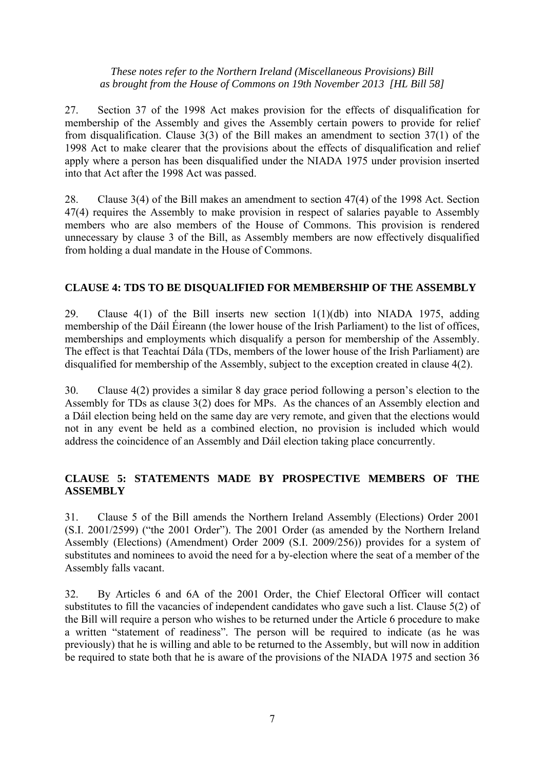27. Section 37 of the 1998 Act makes provision for the effects of disqualification for membership of the Assembly and gives the Assembly certain powers to provide for relief from disqualification. Clause 3(3) of the Bill makes an amendment to section 37(1) of the 1998 Act to make clearer that the provisions about the effects of disqualification and relief apply where a person has been disqualified under the NIADA 1975 under provision inserted into that Act after the 1998 Act was passed.

28. Clause 3(4) of the Bill makes an amendment to section 47(4) of the 1998 Act. Section 47(4) requires the Assembly to make provision in respect of salaries payable to Assembly members who are also members of the House of Commons. This provision is rendered unnecessary by clause 3 of the Bill, as Assembly members are now effectively disqualified from holding a dual mandate in the House of Commons.

## CLAUSE 4: TDS TO BE DISQUALIFIED FOR MEMBERSHIP OF THE ASSEMBLY

29. Clause 4(1) of the Bill inserts new section 1(1)(db) into NIADA 1975, adding membership of the Dáil Éireann (the lower house of the Irish Parliament) to the list of offices, memberships and employments which disqualify a person for membership of the Assembly. The effect is that Teachtaí Dála (TDs, members of the lower house of the Irish Parliament) are disqualified for membership of the Assembly, subject to the exception created in clause 4(2).

30. Clause 4(2) provides a similar 8 day grace period following a person's election to the Assembly for TDs as clause 3(2) does for MPs. As the chances of an Assembly election and a Dáil election being held on the same day are very remote, and given that the elections would not in any event be held as a combined election, no provision is included which would address the coincidence of an Assembly and Dáil election taking place concurrently.

## CLAUSE 5: STATEMENTS MADE BY PROSPECTIVE MEMBERS OF THE ASSEMBLY

31. Clause 5 of the Bill amends the Northern Ireland Assembly (Elections) Order 2001 (S.I. 2001/2599) ("the 2001 Order"). The 2001 Order (as amended by the Northern Ireland Assembly (Elections) (Amendment) Order 2009 (S.I. 2009/256)) provides for a system of substitutes and nominees to avoid the need for a by-election where the seat of a member of the Assembly falls vacant.

32. By Articles 6 and 6A of the 2001 Order, the Chief Electoral Officer will contact substitutes to fill the vacancies of independent candidates who gave such a list. Clause 5(2) of the Bill will require a person who wishes to be returned under the Article 6 procedure to make a written "statement of readiness". The person will be required to indicate (as he was previously) that he is willing and able to be returned to the Assembly, but will now in addition be required to state both that he is aware of the provisions of the NIADA 1975 and section 36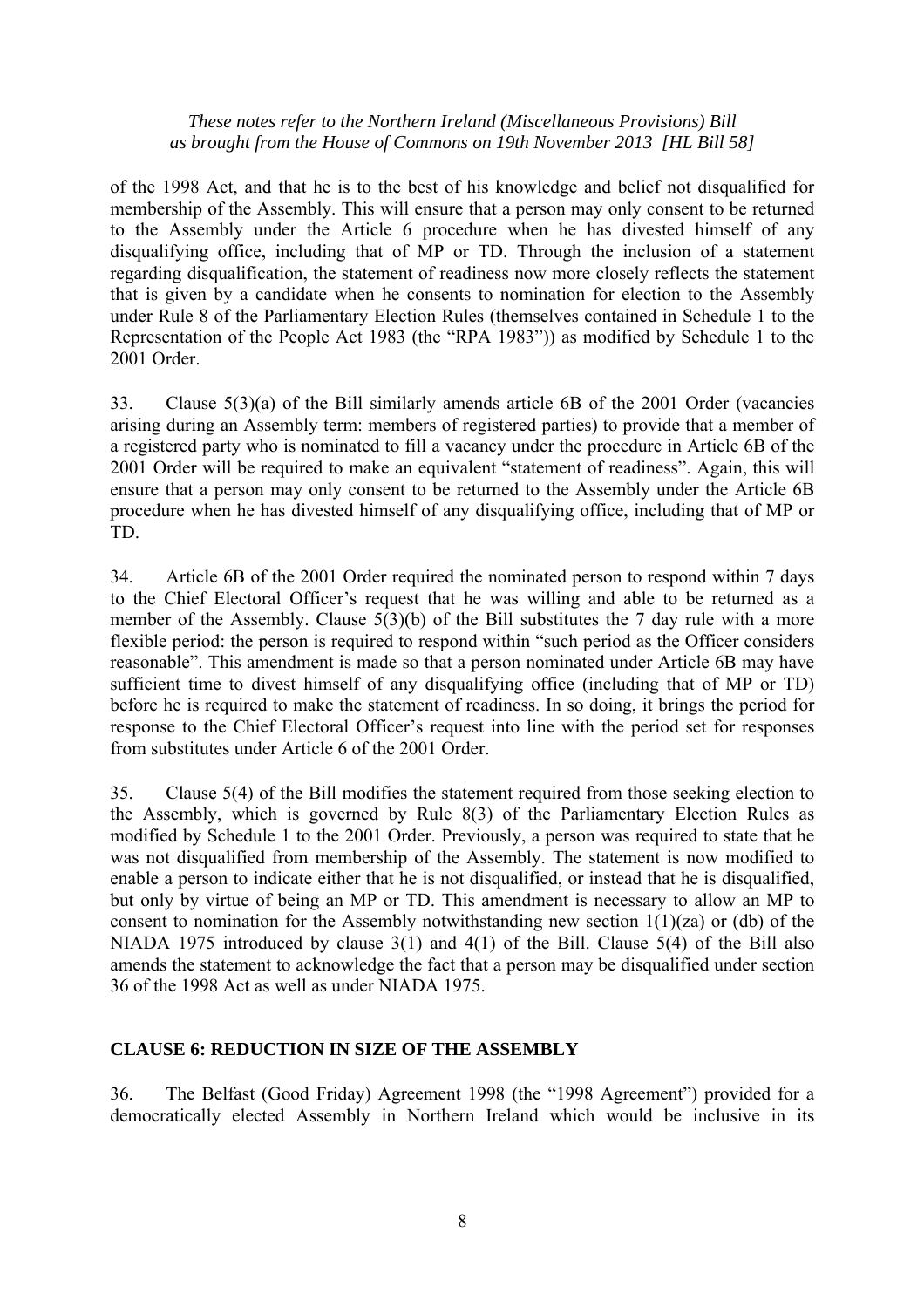of the 1998 Act, and that he is to the best of his knowledge and belief not disqualified for membership of the Assembly. This will ensure that a person may only consent to be returned to the Assembly under the Article 6 procedure when he has divested himself of any disqualifying office, including that of MP or TD. Through the inclusion of a statement regarding disqualification, the statement of readiness now more closely reflects the statement that is given by a candidate when he consents to nomination for election to the Assembly under Rule 8 of the Parliamentary Election Rules (themselves contained in Schedule 1 to the Representation of the People Act 1983 (the "RPA 1983")) as modified by Schedule 1 to the 2001 Order.

33. Clause 5(3)(a) of the Bill similarly amends article 6B of the 2001 Order (vacancies arising during an Assembly term: members of registered parties) to provide that a member of a registered party who is nominated to fill a vacancy under the procedure in Article 6B of the 2001 Order will be required to make an equivalent "statement of readiness". Again, this will ensure that a person may only consent to be returned to the Assembly under the Article 6B procedure when he has divested himself of any disqualifying office, including that of MP or TD.

34. Article 6B of the 2001 Order required the nominated person to respond within 7 days to the Chief Electoral Officer's request that he was willing and able to be returned as a member of the Assembly. Clause 5(3)(b) of the Bill substitutes the 7 day rule with a more flexible period: the person is required to respond within "such period as the Officer considers reasonable". This amendment is made so that a person nominated under Article 6B may have sufficient time to divest himself of any disqualifying office (including that of MP or TD) before he is required to make the statement of readiness. In so doing, it brings the period for response to the Chief Electoral Officer's request into line with the period set for responses from substitutes under Article 6 of the 2001 Order.

35. Clause 5(4) of the Bill modifies the statement required from those seeking election to the Assembly, which is governed by Rule 8(3) of the Parliamentary Election Rules as modified by Schedule 1 to the 2001 Order. Previously, a person was required to state that he was not disqualified from membership of the Assembly. The statement is now modified to enable a person to indicate either that he is not disqualified, or instead that he is disqualified, but only by virtue of being an MP or TD. This amendment is necessary to allow an MP to consent to nomination for the Assembly notwithstanding new section 1(1)(za) or (db) of the NIADA 1975 introduced by clause 3(1) and 4(1) of the Bill. Clause 5(4) of the Bill also amends the statement to acknowledge the fact that a person may be disqualified under section 36 of the 1998 Act as well as under NIADA 1975.

## CLAUSE 6: REDUCTION IN SIZE OF THE ASSEMBLY

36. The Belfast (Good Friday) Agreement 1998 (the "1998 Agreement") provided for a democratically elected Assembly in Northern Ireland which would be inclusive in its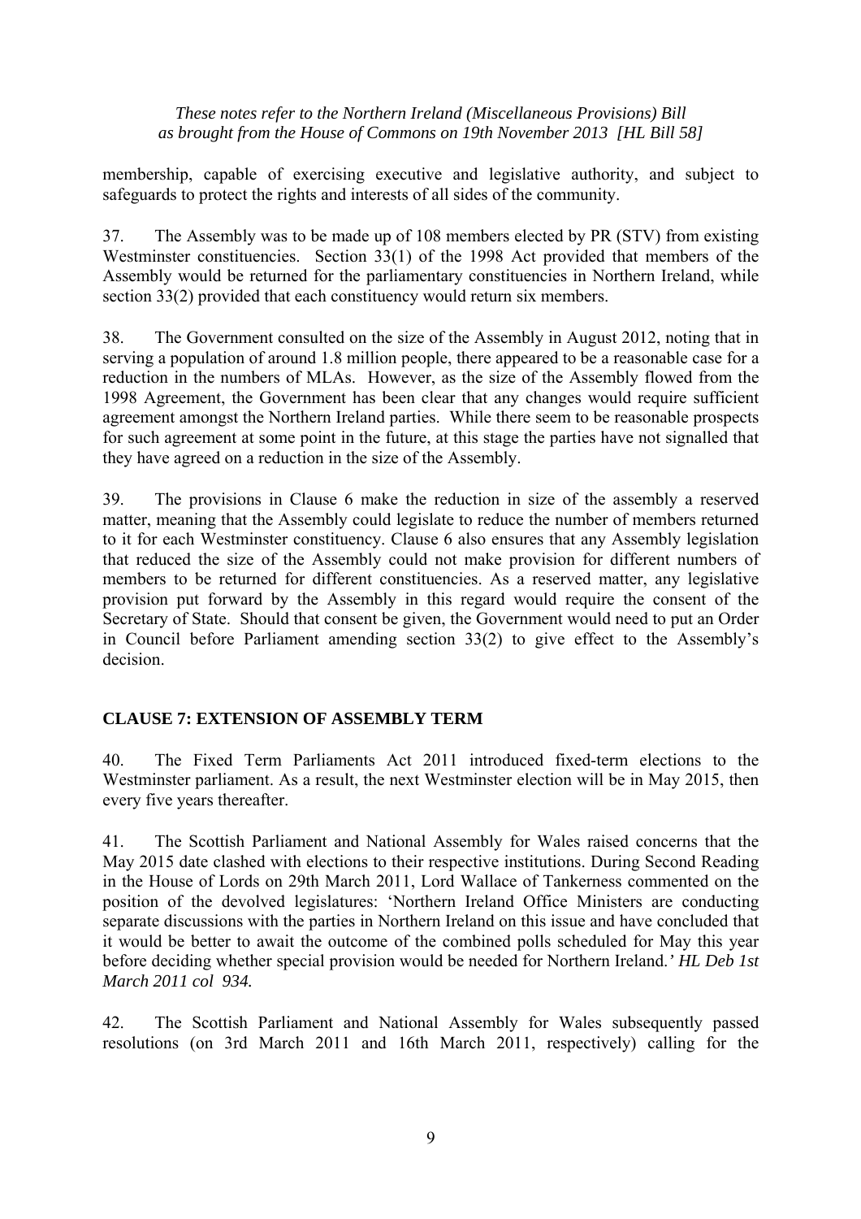membership, capable of exercising executive and legislative authority, and subject to safeguards to protect the rights and interests of all sides of the community.

37. The Assembly was to be made up of 108 members elected by PR (STV) from existing Westminster constituencies. Section 33(1) of the 1998 Act provided that members of the Assembly would be returned for the parliamentary constituencies in Northern Ireland, while section 33(2) provided that each constituency would return six members.

38. The Government consulted on the size of the Assembly in August 2012, noting that in serving a population of around 1.8 million people, there appeared to be a reasonable case for a reduction in the numbers of MLAs. However, as the size of the Assembly flowed from the 1998 Agreement, the Government has been clear that any changes would require sufficient agreement amongst the Northern Ireland parties. While there seem to be reasonable prospects for such agreement at some point in the future, at this stage the parties have not signalled that they have agreed on a reduction in the size of the Assembly.

39. The provisions in Clause 6 make the reduction in size of the assembly a reserved matter, meaning that the Assembly could legislate to reduce the number of members returned to it for each Westminster constituency. Clause 6 also ensures that any Assembly legislation that reduced the size of the Assembly could not make provision for different numbers of members to be returned for different constituencies. As a reserved matter, any legislative provision put forward by the Assembly in this regard would require the consent of the Secretary of State. Should that consent be given, the Government would need to put an Order in Council before Parliament amending section 33(2) to give effect to the Assembly's decision.

## CLAUSE 7: EXTENSION OF ASSEMBLY TERM

40. The Fixed Term Parliaments Act 2011 introduced fixed-term elections to the Westminster parliament. As a result, the next Westminster election will be in May 2015, then every five years thereafter.

41. The Scottish Parliament and National Assembly for Wales raised concerns that the May 2015 date clashed with elections to their respective institutions. During Second Reading in the House of Lords on 29th March 2011, Lord Wallace of Tankerness commented on the position of the devolved legislatures: 'Northern Ireland Office Ministers are conducting separate discussions with the parties in Northern Ireland on this issue and have concluded that it would be better to await the outcome of the combined polls scheduled for May this year before deciding whether special provision would be needed for Northern Ireland.' *HL Deb 1st March 2011 col 934.*

42. The Scottish Parliament and National Assembly for Wales subsequently passed resolutions (on 3rd March 2011 and 16th March 2011, respectively) calling for the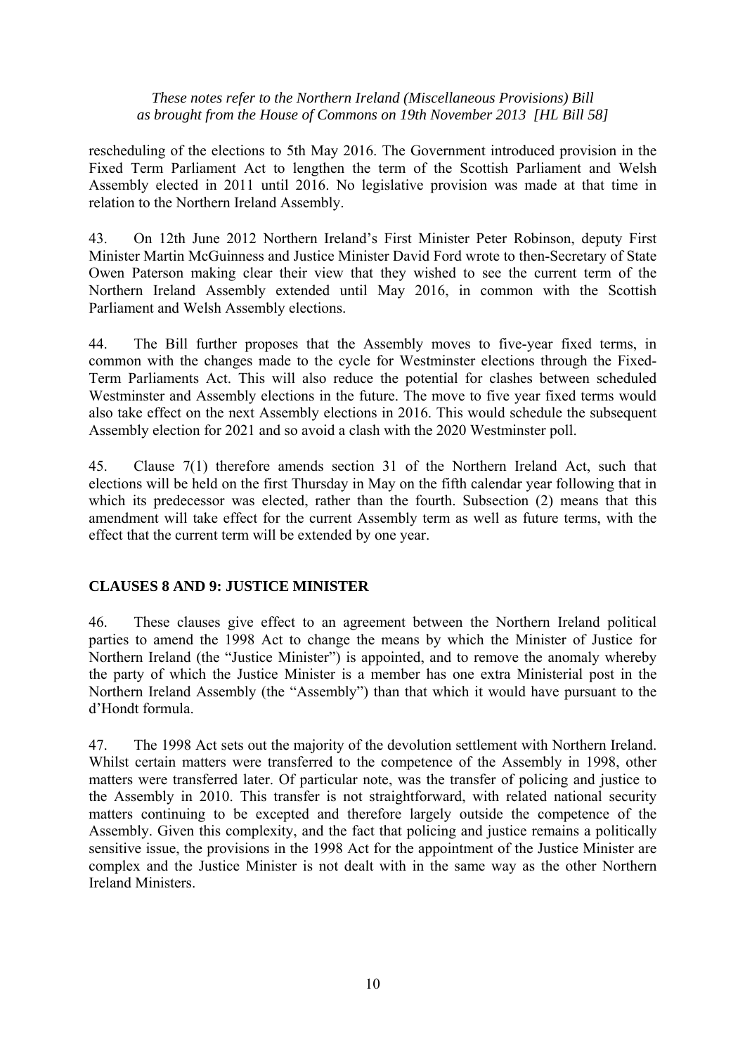rescheduling of the elections to 5th May 2016. The Government introduced provision in the Fixed Term Parliament Act to lengthen the term of the Scottish Parliament and Welsh Assembly elected in 2011 until 2016. No legislative provision was made at that time in relation to the Northern Ireland Assembly.

43. On 12th June 2012 Northern Ireland's First Minister Peter Robinson, deputy First Minister Martin McGuinness and Justice Minister David Ford wrote to then-Secretary of State Owen Paterson making clear their view that they wished to see the current term of the Northern Ireland Assembly extended until May 2016, in common with the Scottish Parliament and Welsh Assembly elections.

44. The Bill further proposes that the Assembly moves to five-year fixed terms, in common with the changes made to the cycle for Westminster elections through the Fixed-Term Parliaments Act. This will also reduce the potential for clashes between scheduled Westminster and Assembly elections in the future. The move to five year fixed terms would also take effect on the next Assembly elections in 2016. This would schedule the subsequent Assembly election for 2021 and so avoid a clash with the 2020 Westminster poll.

45. Clause 7(1) therefore amends section 31 of the Northern Ireland Act, such that elections will be held on the first Thursday in May on the fifth calendar year following that in which its predecessor was elected, rather than the fourth. Subsection (2) means that this amendment will take effect for the current Assembly term as well as future terms, with the effect that the current term will be extended by one year.

## CLAUSES 8 AND 9: JUSTICE MINISTER

46. These clauses give effect to an agreement between the Northern Ireland political parties to amend the 1998 Act to change the means by which the Minister of Justice for Northern Ireland (the "Justice Minister") is appointed, and to remove the anomaly whereby the party of which the Justice Minister is a member has one extra Ministerial post in the Northern Ireland Assembly (the "Assembly") than that which it would have pursuant to the d'Hondt formula.

47. The 1998 Act sets out the majority of the devolution settlement with Northern Ireland. Whilst certain matters were transferred to the competence of the Assembly in 1998, other matters were transferred later. Of particular note, was the transfer of policing and justice to the Assembly in 2010. This transfer is not straightforward, with related national security matters continuing to be excepted and therefore largely outside the competence of the Assembly. Given this complexity, and the fact that policing and justice remains a politically sensitive issue, the provisions in the 1998 Act for the appointment of the Justice Minister are complex and the Justice Minister is not dealt with in the same way as the other Northern Ireland Ministers.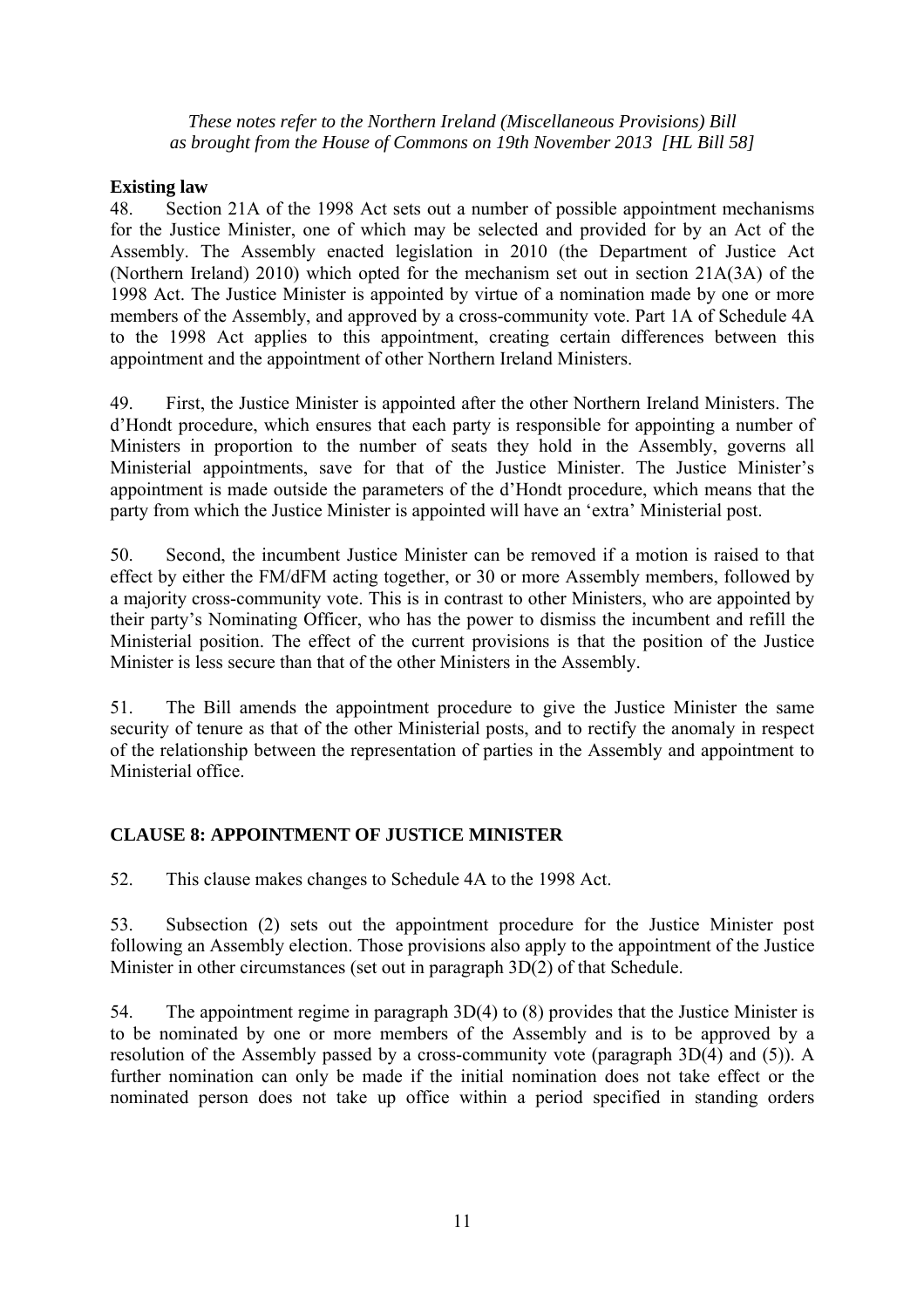*These notes refer to the Northern Ireland (Miscellaneous Provisions) Bill as brought from the House of Commons on 19th November 2013 [HL Bill 58]*

**Existing law**

48. Section 21A of the 1998 Act sets out a number of possible appointment mechanisms for the Justice Minister, one of which may be selected and provided for by an Act of the Assembly. The Assembly enacted legislation in 2010 (the Department of Justice Act (Northern Ireland) 2010) which opted for the mechanism set out in section 21A(3A) of the 1998 Act. The Justice Minister is appointed by virtue of a nomination made by one or more members of the Assembly, and approved by a cross-community vote. Part 1A of Schedule 4A to the 1998 Act applies to this appointment, creating certain differences between this appointment and the appointment of other Northern Ireland Ministers.

49. First, the Justice Minister is appointed after the other Northern Ireland Ministers. The d'Hondt procedure, which ensures that each party is responsible for appointing a number of Ministers in proportion to the number of seats they hold in the Assembly, governs all Ministerial appointments, save for that of the Justice Minister. The Justice Minister's appointment is made outside the parameters of the d'Hondt procedure, which means that the party from which the Justice Minister is appointed will have an 'extra' Ministerial post.

50. Second, the incumbent Justice Minister can be removed if a motion is raised to that effect by either the FM/dFM acting together, or 30 or more Assembly members, followed by a majority cross-community vote. This is in contrast to other Ministers, who are appointed by their party's Nominating Officer, who has the power to dismiss the incumbent and refill the Ministerial position. The effect of the current provisions is that the position of the Justice Minister is less secure than that of the other Ministers in the Assembly.

51. The Bill amends the appointment procedure to give the Justice Minister the same security of tenure as that of the other Ministerial posts, and to rectify the anomaly in respect of the relationship between the representation of parties in the Assembly and appointment to Ministerial office.

**CLAUSE 8: APPOINTMENT OF JUSTICE MINISTER**

52. This clause makes changes to Schedule 4A to the 1998 Act.

53. Subsection (2) sets out the appointment procedure for the Justice Minister post following an Assembly election. Those provisions also apply to the appointment of the Justice Minister in other circumstances (set out in paragraph 3D(2) of that Schedule.

54. The appointment regime in paragraph 3D(4) to (8) provides that the Justice Minister is to be nominated by one or more members of the Assembly and is to be approved by a resolution of the Assembly passed by a cross-community vote (paragraph 3D(4) and (5)). A further nomination can only be made if the initial nomination does not take effect or the nominated person does not take up office within a period specified in standing orders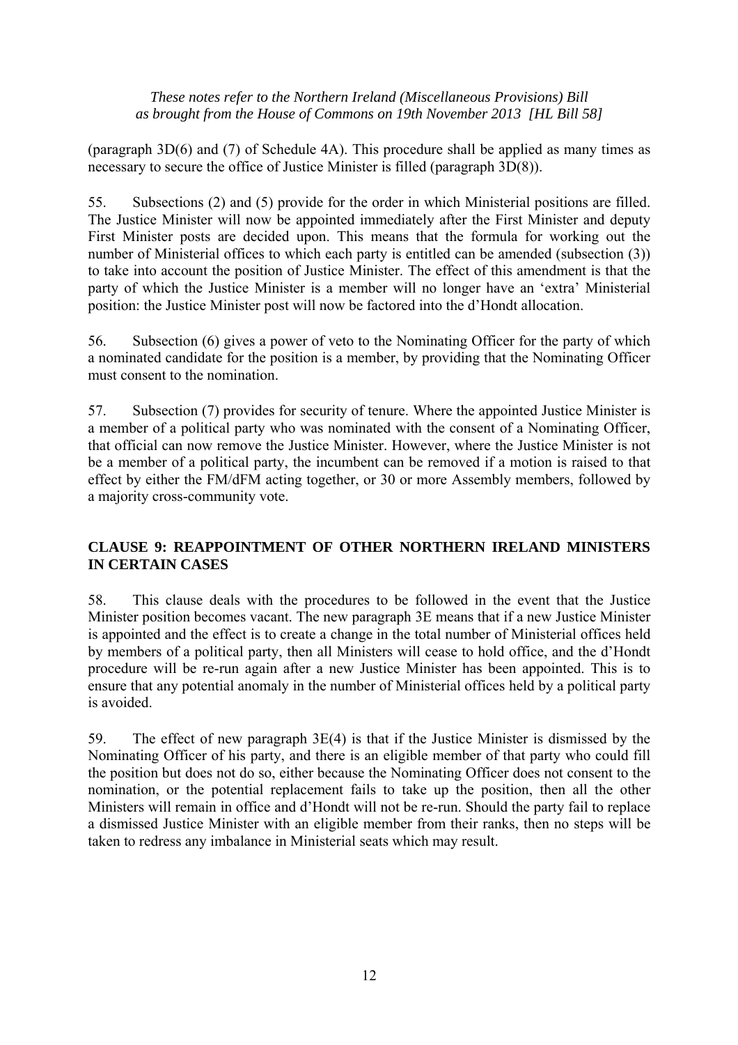(paragraph 3D(6) and (7) of Schedule 4A). This procedure shall be applied as many times as necessary to secure the office of Justice Minister is filled (paragraph 3D(8)).

55. Subsections (2) and (5) provide for the order in which Ministerial positions are filled. The Justice Minister will now be appointed immediately after the First Minister and deputy First Minister posts are decided upon. This means that the formula for working out the number of Ministerial offices to which each party is entitled can be amended (subsection (3)) to take into account the position of Justice Minister. The effect of this amendment is that the party of which the Justice Minister is a member will no longer have an 'extra' Ministerial position: the Justice Minister post will now be factored into the d'Hondt allocation.

56. Subsection (6) gives a power of veto to the Nominating Officer for the party of which a nominated candidate for the position is a member, by providing that the Nominating Officer must consent to the nomination.

57. Subsection (7) provides for security of tenure. Where the appointed Justice Minister is a member of a political party who was nominated with the consent of a Nominating Officer, that official can now remove the Justice Minister. However, where the Justice Minister is not be a member of a political party, the incumbent can be removed if a motion is raised to that effect by either the FM/dFM acting together, or 30 or more Assembly members, followed by a majority cross-community vote.

## CLAUSE 9: REAPPOINTMENT OF OTHER NORTHERN IRELAND MINISTERS IN CERTAIN CASES

58. This clause deals with the procedures to be followed in the event that the Justice Minister position becomes vacant. The new paragraph 3E means that if a new Justice Minister is appointed and the effect is to create a change in the total number of Ministerial offices held by members of a political party, then all Ministers will cease to hold office, and the d'Hondt procedure will be re-run again after a new Justice Minister has been appointed. This is to ensure that any potential anomaly in the number of Ministerial offices held by a political party is avoided.

59. The effect of new paragraph 3E(4) is that if the Justice Minister is dismissed by the Nominating Officer of his party, and there is an eligible member of that party who could fill the position but does not do so, either because the Nominating Officer does not consent to the nomination, or the potential replacement fails to take up the position, then all the other Ministers will remain in office and d'Hondt will not be re-run. Should the party fail to replace a dismissed Justice Minister with an eligible member from their ranks, then no steps will be taken to redress any imbalance in Ministerial seats which may result.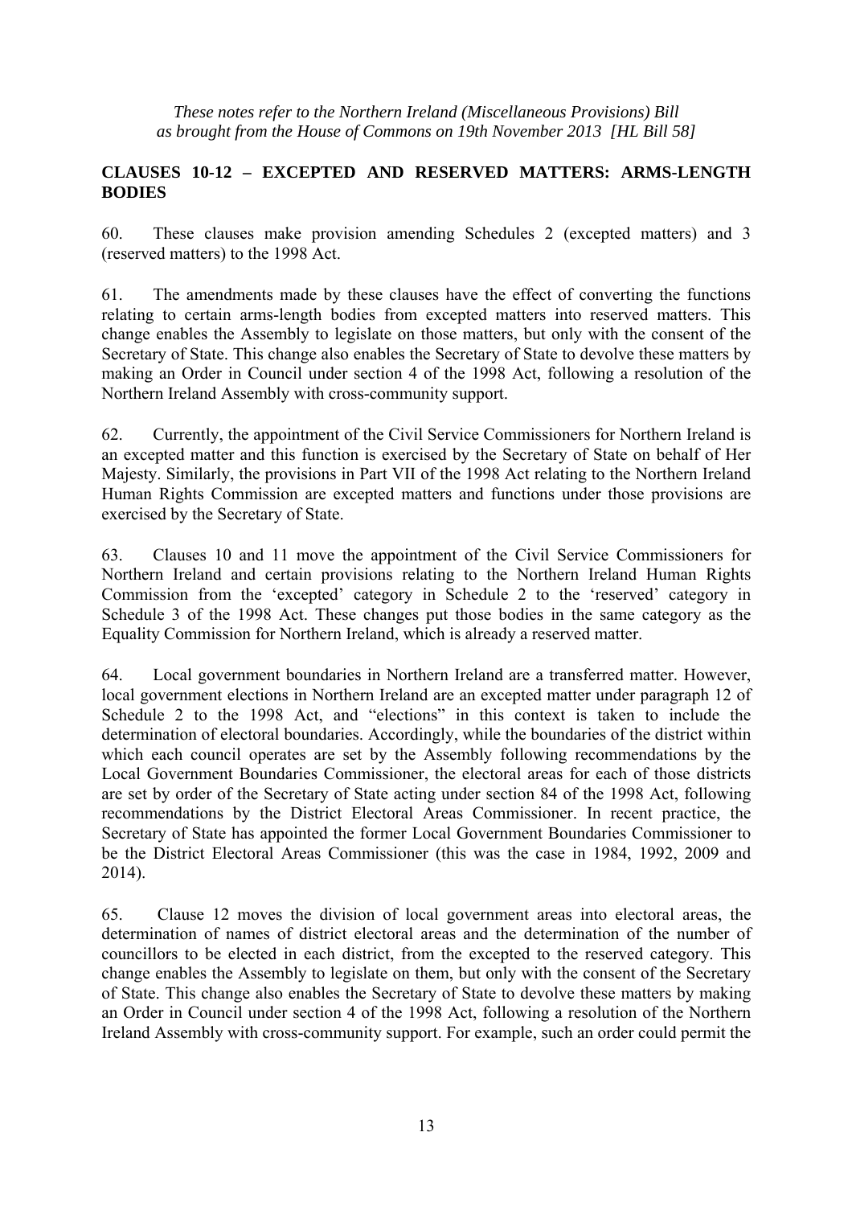*These notes refer to the Northern Ireland (Miscellaneous Provisions) Bill as brought from the House of Commons on 19th November 2013 [HL Bill 58]*

## CLAUSES 10-12 – EXCEPTED AND RESERVED MATTERS: ARMS-LENGTH BODIES

60. These clauses make provision amending Schedules 2 (excepted matters) and 3 (reserved matters) to the 1998 Act.

61. The amendments made by these clauses have the effect of converting the functions relating to certain arms-length bodies from excepted matters into reserved matters. This change enables the Assembly to legislate on those matters, but only with the consent of the Secretary of State. This change also enables the Secretary of State to devolve these matters by making an Order in Council under section 4 of the 1998 Act, following a resolution of the Northern Ireland Assembly with cross-community support.

62. Currently, the appointment of the Civil Service Commissioners for Northern Ireland is an excepted matter and this function is exercised by the Secretary of State on behalf of Her Majesty. Similarly, the provisions in Part VII of the 1998 Act relating to the Northern Ireland Human Rights Commission are excepted matters and functions under those provisions are exercised by the Secretary of State.

63. Clauses 10 and 11 move the appointment of the Civil Service Commissioners for Northern Ireland and certain provisions relating to the Northern Ireland Human Rights Commission from the 'excepted' category in Schedule 2 to the 'reserved' category in Schedule 3 of the 1998 Act. These changes put those bodies in the same category as the Equality Commission for Northern Ireland, which is already a reserved matter.

64. Local government boundaries in Northern Ireland are a transferred matter. However, local government elections in Northern Ireland are an excepted matter under paragraph 12 of Schedule 2 to the 1998 Act, and "elections" in this context is taken to include the determination of electoral boundaries. Accordingly, while the boundaries of the district within which each council operates are set by the Assembly following recommendations by the Local Government Boundaries Commissioner, the electoral areas for each of those districts are set by order of the Secretary of State acting under section 84 of the 1998 Act, following recommendations by the District Electoral Areas Commissioner. In recent practice, the Secretary of State has appointed the former Local Government Boundaries Commissioner to be the District Electoral Areas Commissioner (this was the case in 1984, 1992, 2009 and 2014).

65. Clause 12 moves the division of local government areas into electoral areas, the determination of names of district electoral areas and the determination of the number of councillors to be elected in each district, from the excepted to the reserved category. This change enables the Assembly to legislate on them, but only with the consent of the Secretary of State. This change also enables the Secretary of State to devolve these matters by making an Order in Council under section 4 of the 1998 Act, following a resolution of the Northern Ireland Assembly with cross-community support. For example, such an order could permit the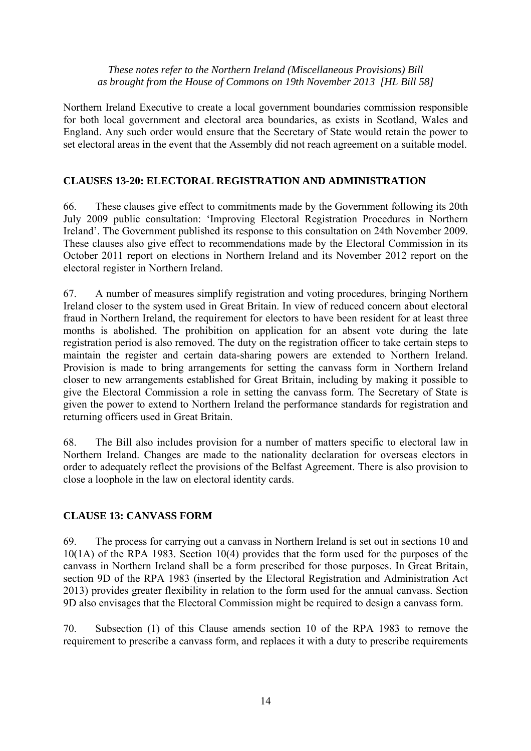Northern Ireland Executive to create a local government boundaries commission responsible for both local government and electoral area boundaries, as exists in Scotland, Wales and England. Any such order would ensure that the Secretary of State would retain the power to set electoral areas in the event that the Assembly did not reach agreement on a suitable model.

## CLAUSES 13-20: ELECTORAL REGISTRATION AND ADMINISTRATION

66. These clauses give effect to commitments made by the Government following its 20th July 2009 public consultation: 'Improving Electoral Registration Procedures in Northern Ireland'. The Government published its response to this consultation on 24th November 2009. These clauses also give effect to recommendations made by the Electoral Commission in its October 2011 report on elections in Northern Ireland and its November 2012 report on the electoral register in Northern Ireland.

67. A number of measures simplify registration and voting procedures, bringing Northern Ireland closer to the system used in Great Britain. In view of reduced concern about electoral fraud in Northern Ireland, the requirement for electors to have been resident for at least three months is abolished. The prohibition on application for an absent vote during the late registration period is also removed. The duty on the registration officer to take certain steps to maintain the register and certain data-sharing powers are extended to Northern Ireland. Provision is made to bring arrangements for setting the canvass form in Northern Ireland closer to new arrangements established for Great Britain, including by making it possible to give the Electoral Commission a role in setting the canvass form. The Secretary of State is given the power to extend to Northern Ireland the performance standards for registration and returning officers used in Great Britain.

68. The Bill also includes provision for a number of matters specific to electoral law in Northern Ireland. Changes are made to the nationality declaration for overseas electors in order to adequately reflect the provisions of the Belfast Agreement. There is also provision to close a loophole in the law on electoral identity cards.

## CLAUSE 13: CANVASS FORM

69. The process for carrying out a canvass in Northern Ireland is set out in sections 10 and 10(1A) of the RPA 1983. Section 10(4) provides that the form used for the purposes of the canvass in Northern Ireland shall be a form prescribed for those purposes. In Great Britain, section 9D of the RPA 1983 (inserted by the Electoral Registration and Administration Act 2013) provides greater flexibility in relation to the form used for the annual canvass. Section 9D also envisages that the Electoral Commission might be required to design a canvass form.

70. Subsection (1) of this Clause amends section 10 of the RPA 1983 to remove the requirement to prescribe a canvass form, and replaces it with a duty to prescribe requirements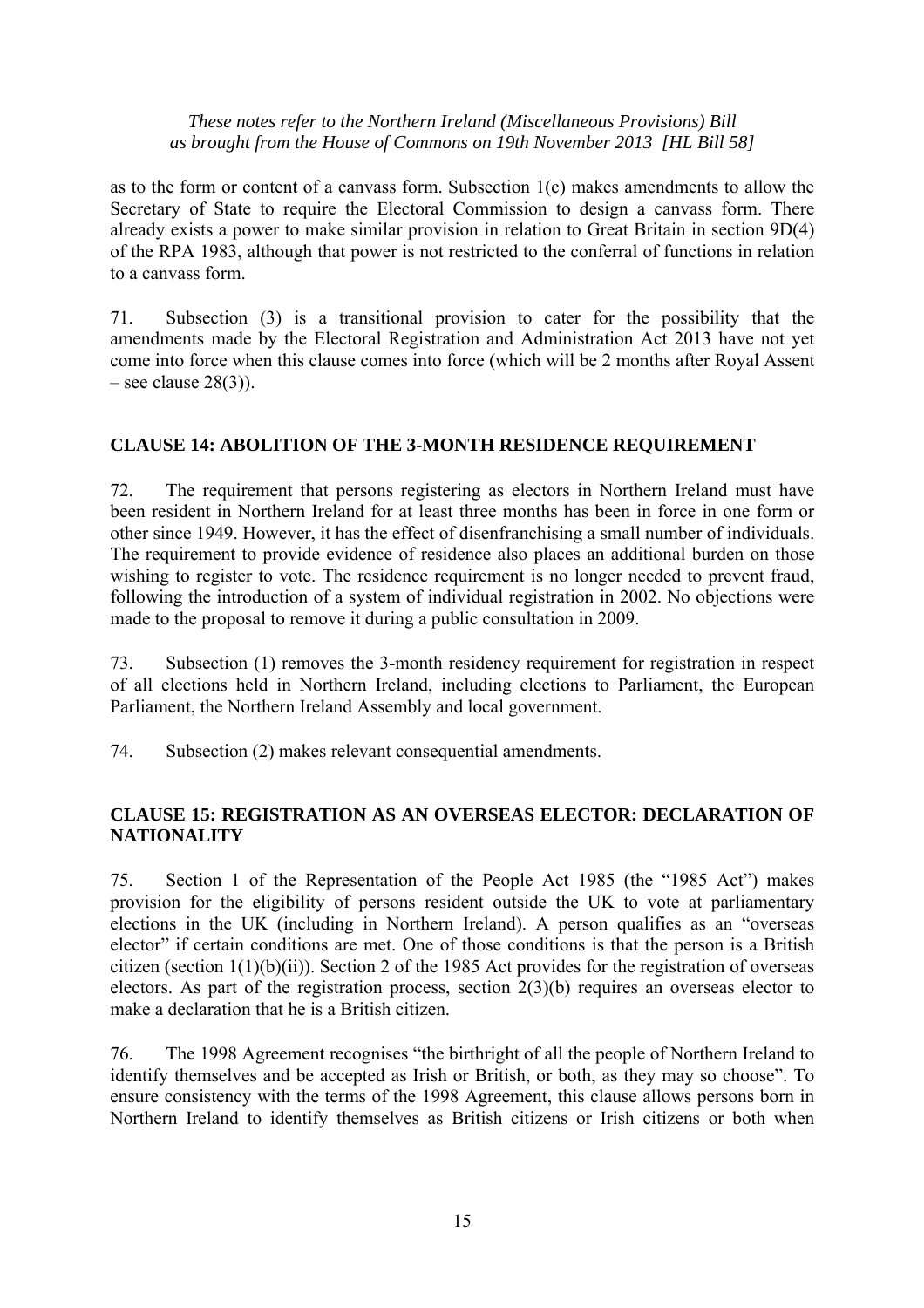as to the form or content of a canvass form. Subsection 1(c) makes amendments to allow the Secretary of State to require the Electoral Commission to design a canvass form. There already exists a power to make similar provision in relation to Great Britain in section 9D(4) of the RPA 1983, although that power is not restricted to the conferral of functions in relation to a canvass form.

71. Subsection (3) is a transitional provision to cater for the possibility that the amendments made by the Electoral Registration and Administration Act 2013 have not yet come into force when this clause comes into force (which will be 2 months after Royal Assent – see clause 28(3)).

## CLAUSE 14: ABOLITION OF THE 3-MONTH RESIDENCE REQUIREMENT

72. The requirement that persons registering as electors in Northern Ireland must have been resident in Northern Ireland for at least three months has been in force in one form or other since 1949. However, it has the effect of disenfranchising a small number of individuals. The requirement to provide evidence of residence also places an additional burden on those wishing to register to vote. The residence requirement is no longer needed to prevent fraud, following the introduction of a system of individual registration in 2002. No objections were made to the proposal to remove it during a public consultation in 2009.

73. Subsection (1) removes the 3-month residency requirement for registration in respect of all elections held in Northern Ireland, including elections to Parliament, the European Parliament, the Northern Ireland Assembly and local government.

74. Subsection (2) makes relevant consequential amendments.

## CLAUSE 15: REGISTRATION AS AN OVERSEAS ELECTOR: DECLARATION OF NATIONALITY

75. Section 1 of the Representation of the People Act 1985 (the "1985 Act") makes provision for the eligibility of persons resident outside the UK to vote at parliamentary elections in the UK (including in Northern Ireland). A person qualifies as an "overseas elector" if certain conditions are met. One of those conditions is that the person is a British citizen (section 1(1)(b)(ii)). Section 2 of the 1985 Act provides for the registration of overseas electors. As part of the registration process, section 2(3)(b) requires an overseas elector to make a declaration that he is a British citizen.

76. The 1998 Agreement recognises "the birthright of all the people of Northern Ireland to identify themselves and be accepted as Irish or British, or both, as they may so choose". To ensure consistency with the terms of the 1998 Agreement, this clause allows persons born in Northern Ireland to identify themselves as British citizens or Irish citizens or both when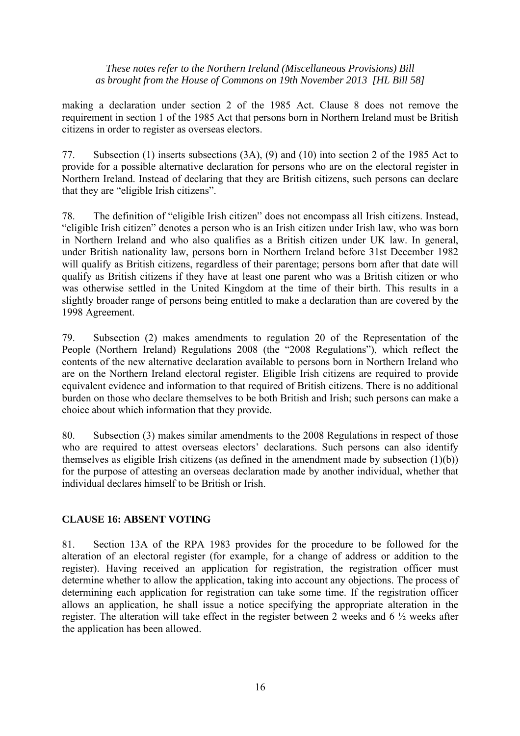making a declaration under section 2 of the 1985 Act. Clause 8 does not remove the requirement in section 1 of the 1985 Act that persons born in Northern Ireland must be British citizens in order to register as overseas electors.

77. Subsection (1) inserts subsections (3A), (9) and (10) into section 2 of the 1985 Act to provide for a possible alternative declaration for persons who are on the electoral register in Northern Ireland. Instead of declaring that they are British citizens, such persons can declare that they are "eligible Irish citizens".

78. The definition of "eligible Irish citizen" does not encompass all Irish citizens. Instead, "eligible Irish citizen" denotes a person who is an Irish citizen under Irish law, who was born in Northern Ireland and who also qualifies as a British citizen under UK law. In general, under British nationality law, persons born in Northern Ireland before 31st December 1982 will qualify as British citizens, regardless of their parentage; persons born after that date will qualify as British citizens if they have at least one parent who was a British citizen or who was otherwise settled in the United Kingdom at the time of their birth. This results in a slightly broader range of persons being entitled to make a declaration than are covered by the 1998 Agreement.

79. Subsection (2) makes amendments to regulation 20 of the Representation of the People (Northern Ireland) Regulations 2008 (the "2008 Regulations"), which reflect the contents of the new alternative declaration available to persons born in Northern Ireland who are on the Northern Ireland electoral register. Eligible Irish citizens are required to provide equivalent evidence and information to that required of British citizens. There is no additional burden on those who declare themselves to be both British and Irish; such persons can make a choice about which information that they provide.

80. Subsection (3) makes similar amendments to the 2008 Regulations in respect of those who are required to attest overseas electors' declarations. Such persons can also identify themselves as eligible Irish citizens (as defined in the amendment made by subsection (1)(b)) for the purpose of attesting an overseas declaration made by another individual, whether that individual declares himself to be British or Irish.

## CLAUSE 16: ABSENT VOTING

81. Section 13A of the RPA 1983 provides for the procedure to be followed for the alteration of an electoral register (for example, for a change of address or addition to the register). Having received an application for registration, the registration officer must determine whether to allow the application, taking into account any objections. The process of determining each application for registration can take some time. If the registration officer allows an application, he shall issue a notice specifying the appropriate alteration in the register. The alteration will take effect in the register between 2 weeks and 6 ½ weeks after the application has been allowed.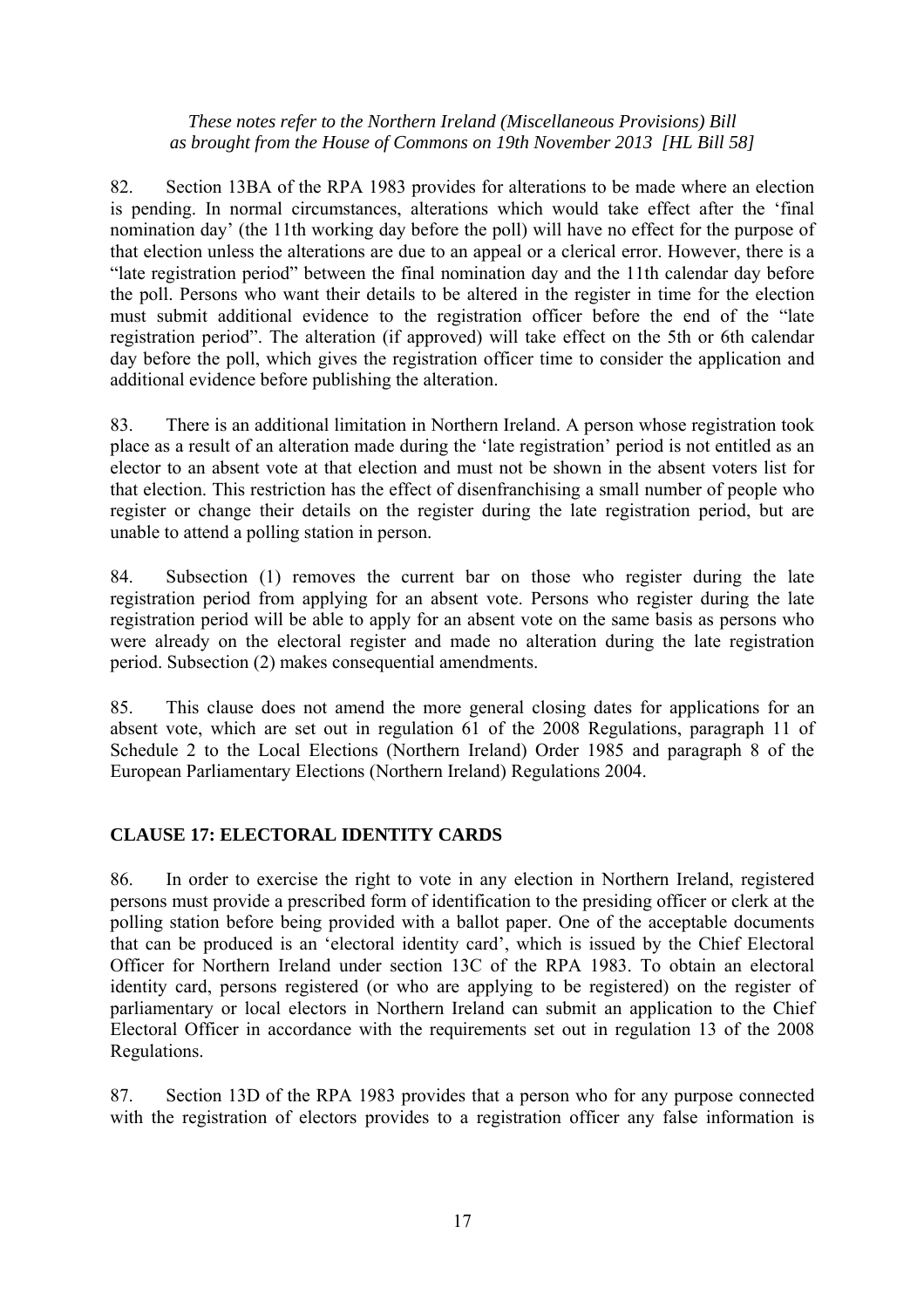82. Section 13BA of the RPA 1983 provides for alterations to be made where an election is pending. In normal circumstances, alterations which would take effect after the 'final nomination day' (the 11th working day before the poll) will have no effect for the purpose of that election unless the alterations are due to an appeal or a clerical error. However, there is a "late registration period" between the final nomination day and the 11th calendar day before the poll. Persons who want their details to be altered in the register in time for the election must submit additional evidence to the registration officer before the end of the "late registration period". The alteration (if approved) will take effect on the 5th or 6th calendar day before the poll, which gives the registration officer time to consider the application and additional evidence before publishing the alteration.

83. There is an additional limitation in Northern Ireland. A person whose registration took place as a result of an alteration made during the 'late registration' period is not entitled as an elector to an absent vote at that election and must not be shown in the absent voters list for that election. This restriction has the effect of disenfranchising a small number of people who register or change their details on the register during the late registration period, but are unable to attend a polling station in person.

84. Subsection (1) removes the current bar on those who register during the late registration period from applying for an absent vote. Persons who register during the late registration period will be able to apply for an absent vote on the same basis as persons who were already on the electoral register and made no alteration during the late registration period. Subsection (2) makes consequential amendments.

85. This clause does not amend the more general closing dates for applications for an absent vote, which are set out in regulation 61 of the 2008 Regulations, paragraph 11 of Schedule 2 to the Local Elections (Northern Ireland) Order 1985 and paragraph 8 of the European Parliamentary Elections (Northern Ireland) Regulations 2004.

## CLAUSE 17: ELECTORAL IDENTITY CARDS

86. In order to exercise the right to vote in any election in Northern Ireland, registered persons must provide a prescribed form of identification to the presiding officer or clerk at the polling station before being provided with a ballot paper. One of the acceptable documents that can be produced is an 'electoral identity card', which is issued by the Chief Electoral Officer for Northern Ireland under section 13C of the RPA 1983. To obtain an electoral identity card, persons registered (or who are applying to be registered) on the register of parliamentary or local electors in Northern Ireland can submit an application to the Chief Electoral Officer in accordance with the requirements set out in regulation 13 of the 2008 Regulations.

87. Section 13D of the RPA 1983 provides that a person who for any purpose connected with the registration of electors provides to a registration officer any false information is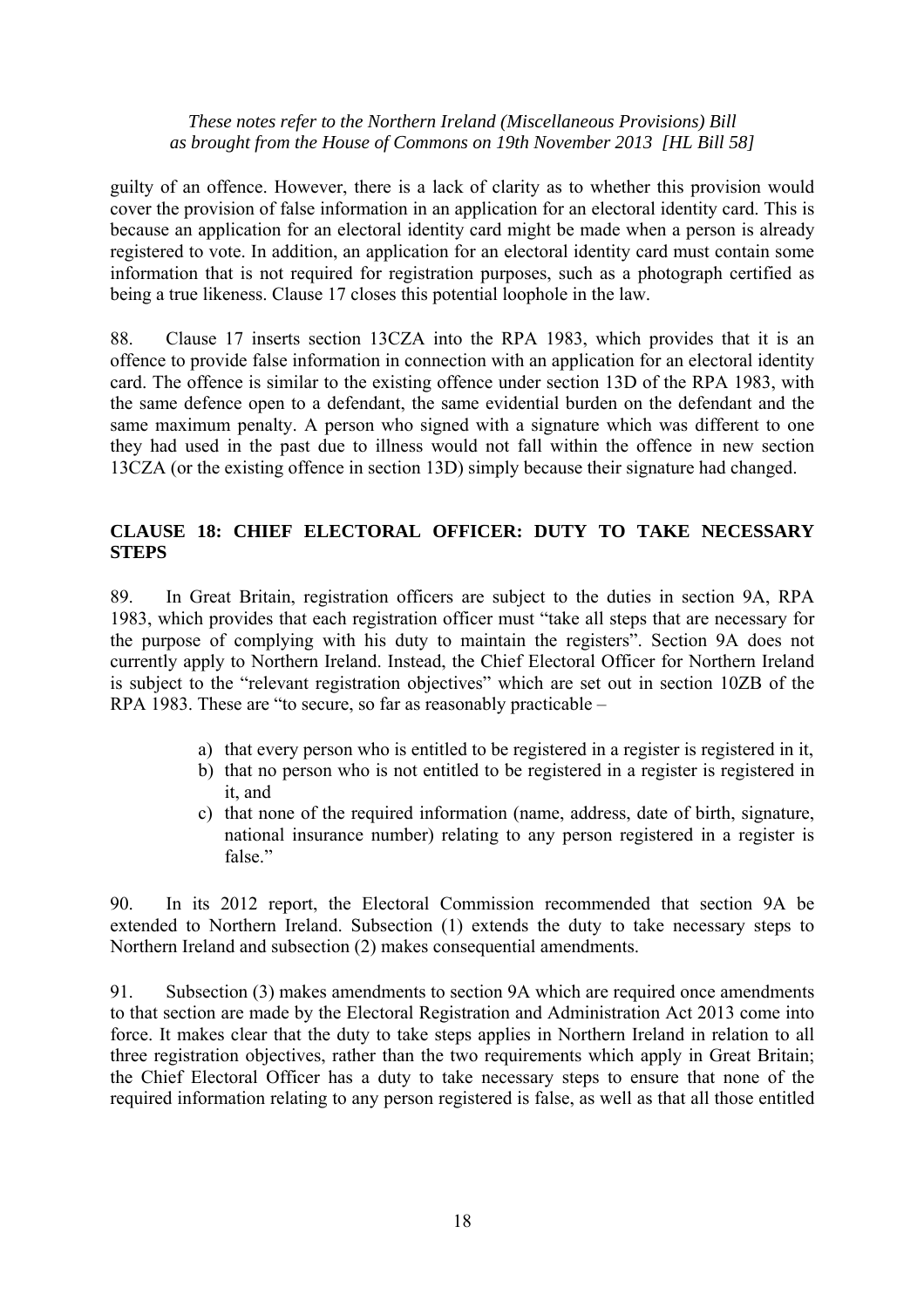guilty of an offence. However, there is a lack of clarity as to whether this provision would cover the provision of false information in an application for an electoral identity card. This is because an application for an electoral identity card might be made when a person is already registered to vote. In addition, an application for an electoral identity card must contain some information that is not required for registration purposes, such as a photograph certified as being a true likeness. Clause 17 closes this potential loophole in the law.

88. Clause 17 inserts section 13CZA into the RPA 1983, which provides that it is an offence to provide false information in connection with an application for an electoral identity card. The offence is similar to the existing offence under section 13D of the RPA 1983, with the same defence open to a defendant, the same evidential burden on the defendant and the same maximum penalty. A person who signed with a signature which was different to one they had used in the past due to illness would not fall within the offence in new section 13CZA (or the existing offence in section 13D) simply because their signature had changed.

## CLAUSE 18: CHIEF ELECTORAL OFFICER: DUTY TO TAKE NECESSARY STEPS

89. In Great Britain, registration officers are subject to the duties in section 9A, RPA 1983, which provides that each registration officer must "take all steps that are necessary for the purpose of complying with his duty to maintain the registers". Section 9A does not currently apply to Northern Ireland. Instead, the Chief Electoral Officer for Northern Ireland is subject to the "relevant registration objectives" which are set out in section 10ZB of the RPA 1983. These are "to secure, so far as reasonably practicable –

a) that every person who is entitled to be registered in a register is registered in it,
b) that no person who is not entitled to be registered in a register is registered in it, and
c) that none of the required information (name, address, date of birth, signature, national insurance number) relating to any person registered in a register is false."

90. In its 2012 report, the Electoral Commission recommended that section 9A be extended to Northern Ireland. Subsection (1) extends the duty to take necessary steps to Northern Ireland and subsection (2) makes consequential amendments.

91. Subsection (3) makes amendments to section 9A which are required once amendments to that section are made by the Electoral Registration and Administration Act 2013 come into force. It makes clear that the duty to take steps applies in Northern Ireland in relation to all three registration objectives, rather than the two requirements which apply in Great Britain; the Chief Electoral Officer has a duty to take necessary steps to ensure that none of the required information relating to any person registered is false, as well as that all those entitled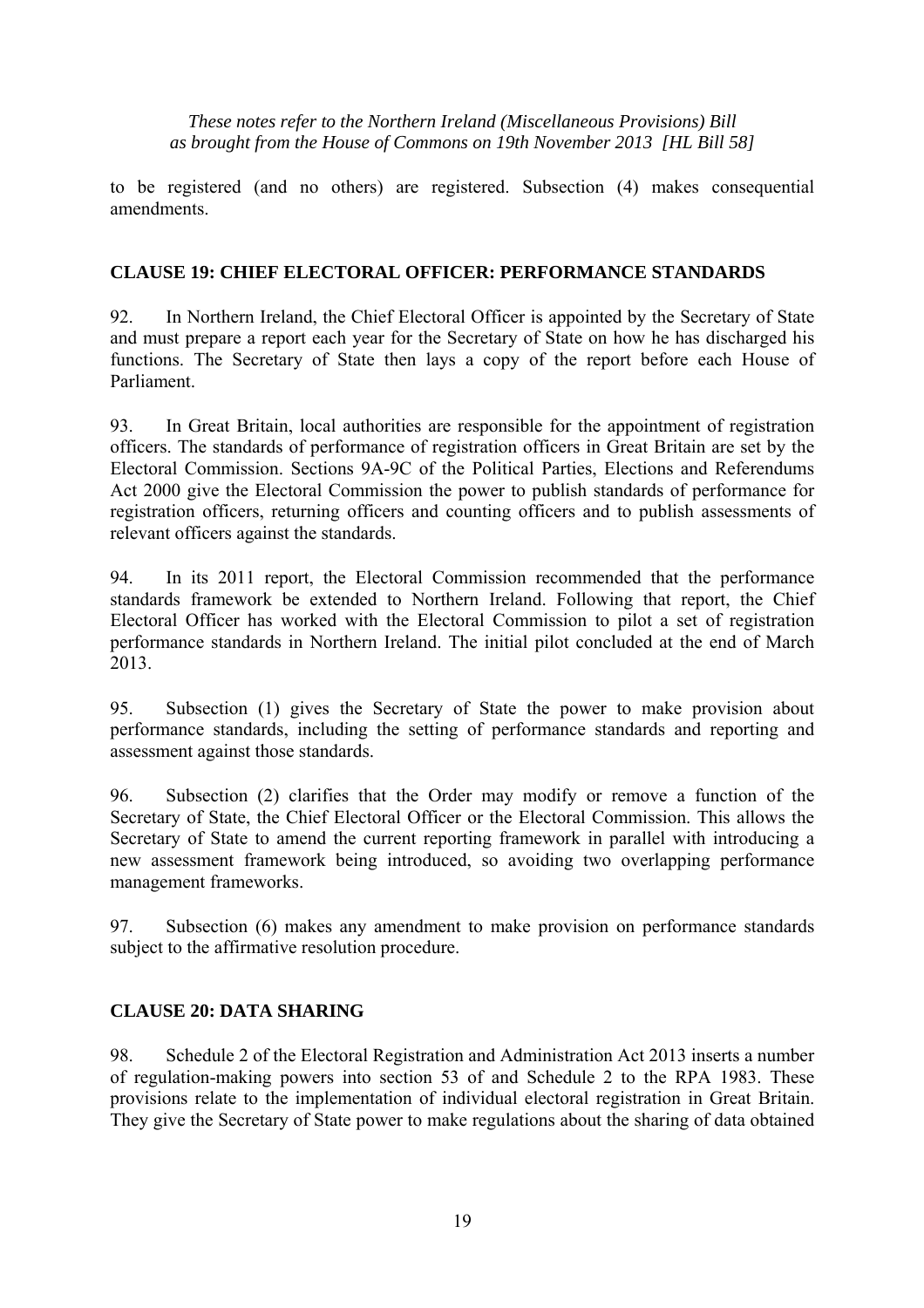to be registered (and no others) are registered. Subsection (4) makes consequential amendments.

## CLAUSE 19: CHIEF ELECTORAL OFFICER: PERFORMANCE STANDARDS

92. In Northern Ireland, the Chief Electoral Officer is appointed by the Secretary of State and must prepare a report each year for the Secretary of State on how he has discharged his functions. The Secretary of State then lays a copy of the report before each House of Parliament.

93. In Great Britain, local authorities are responsible for the appointment of registration officers. The standards of performance of registration officers in Great Britain are set by the Electoral Commission. Sections 9A-9C of the Political Parties, Elections and Referendums Act 2000 give the Electoral Commission the power to publish standards of performance for registration officers, returning officers and counting officers and to publish assessments of relevant officers against the standards.

94. In its 2011 report, the Electoral Commission recommended that the performance standards framework be extended to Northern Ireland. Following that report, the Chief Electoral Officer has worked with the Electoral Commission to pilot a set of registration performance standards in Northern Ireland. The initial pilot concluded at the end of March 2013.

95. Subsection (1) gives the Secretary of State the power to make provision about performance standards, including the setting of performance standards and reporting and assessment against those standards.

96. Subsection (2) clarifies that the Order may modify or remove a function of the Secretary of State, the Chief Electoral Officer or the Electoral Commission. This allows the Secretary of State to amend the current reporting framework in parallel with introducing a new assessment framework being introduced, so avoiding two overlapping performance management frameworks.

97. Subsection (6) makes any amendment to make provision on performance standards subject to the affirmative resolution procedure.

## CLAUSE 20: DATA SHARING

98. Schedule 2 of the Electoral Registration and Administration Act 2013 inserts a number of regulation-making powers into section 53 of and Schedule 2 to the RPA 1983. These provisions relate to the implementation of individual electoral registration in Great Britain. They give the Secretary of State power to make regulations about the sharing of data obtained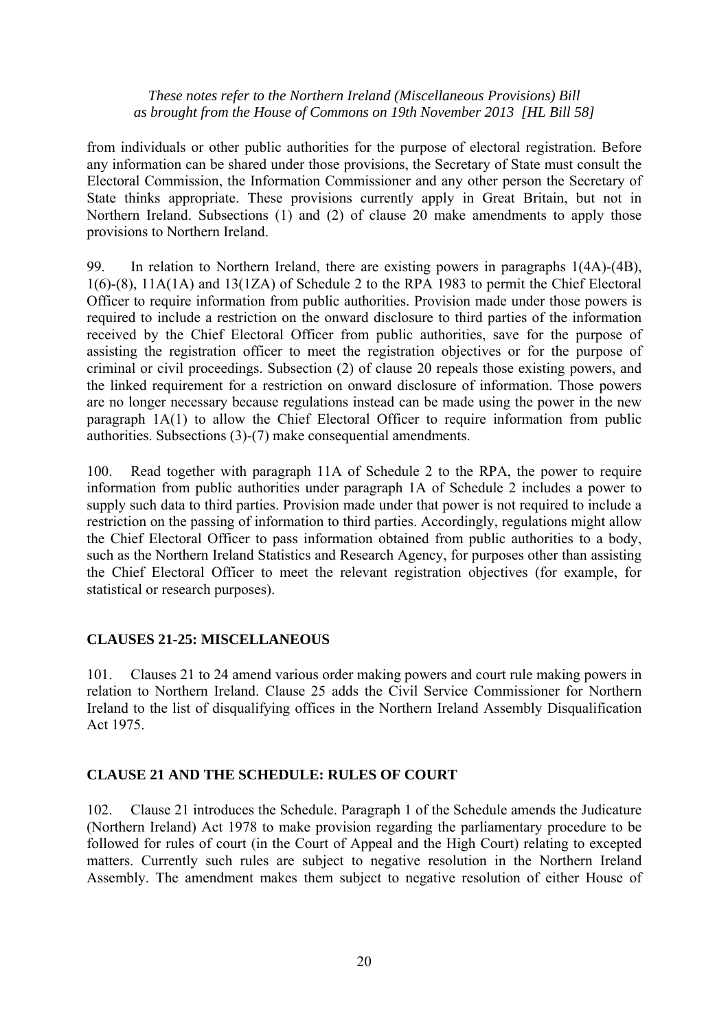from individuals or other public authorities for the purpose of electoral registration. Before any information can be shared under those provisions, the Secretary of State must consult the Electoral Commission, the Information Commissioner and any other person the Secretary of State thinks appropriate. These provisions currently apply in Great Britain, but not in Northern Ireland. Subsections (1) and (2) of clause 20 make amendments to apply those provisions to Northern Ireland.

99. In relation to Northern Ireland, there are existing powers in paragraphs 1(4A)-(4B), 1(6)-(8), 11A(1A) and 13(1ZA) of Schedule 2 to the RPA 1983 to permit the Chief Electoral Officer to require information from public authorities. Provision made under those powers is required to include a restriction on the onward disclosure to third parties of the information received by the Chief Electoral Officer from public authorities, save for the purpose of assisting the registration officer to meet the registration objectives or for the purpose of criminal or civil proceedings. Subsection (2) of clause 20 repeals those existing powers, and the linked requirement for a restriction on onward disclosure of information. Those powers are no longer necessary because regulations instead can be made using the power in the new paragraph 1A(1) to allow the Chief Electoral Officer to require information from public authorities. Subsections (3)-(7) make consequential amendments.

100. Read together with paragraph 11A of Schedule 2 to the RPA, the power to require information from public authorities under paragraph 1A of Schedule 2 includes a power to supply such data to third parties. Provision made under that power is not required to include a restriction on the passing of information to third parties. Accordingly, regulations might allow the Chief Electoral Officer to pass information obtained from public authorities to a body, such as the Northern Ireland Statistics and Research Agency, for purposes other than assisting the Chief Electoral Officer to meet the relevant registration objectives (for example, for statistical or research purposes).

## CLAUSES 21-25: MISCELLANEOUS

101. Clauses 21 to 24 amend various order making powers and court rule making powers in relation to Northern Ireland. Clause 25 adds the Civil Service Commissioner for Northern Ireland to the list of disqualifying offices in the Northern Ireland Assembly Disqualification Act 1975.

## CLAUSE 21 AND THE SCHEDULE: RULES OF COURT

102. Clause 21 introduces the Schedule. Paragraph 1 of the Schedule amends the Judicature (Northern Ireland) Act 1978 to make provision regarding the parliamentary procedure to be followed for rules of court (in the Court of Appeal and the High Court) relating to excepted matters. Currently such rules are subject to negative resolution in the Northern Ireland Assembly. The amendment makes them subject to negative resolution of either House of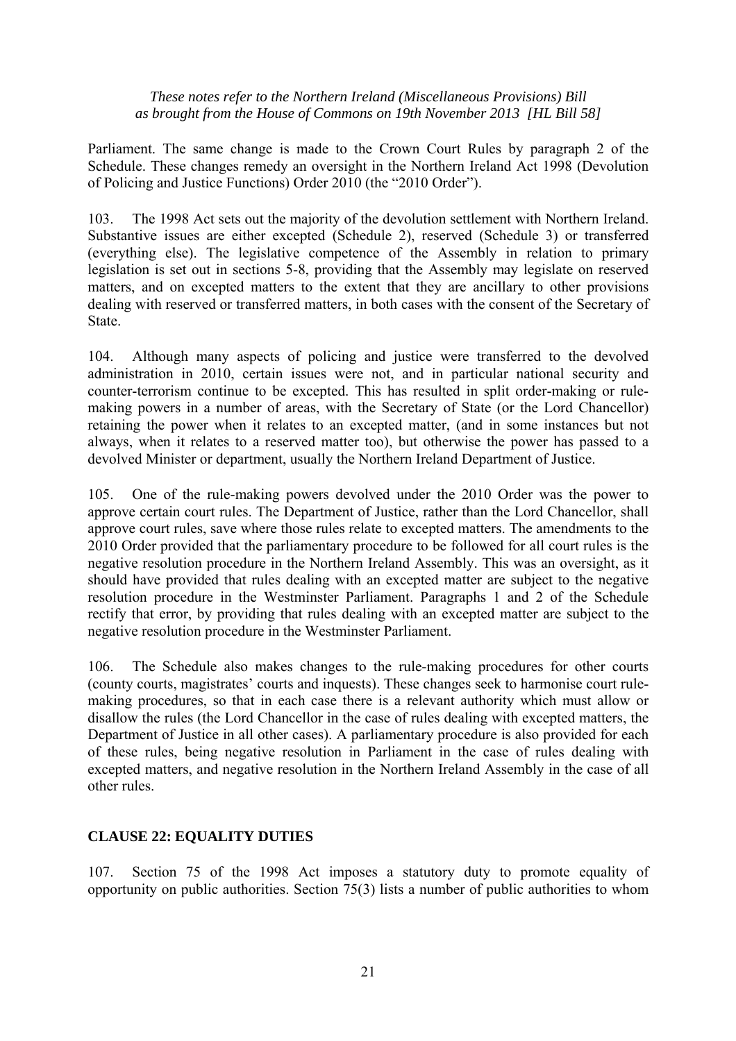Parliament. The same change is made to the Crown Court Rules by paragraph 2 of the Schedule. These changes remedy an oversight in the Northern Ireland Act 1998 (Devolution of Policing and Justice Functions) Order 2010 (the "2010 Order").

103. The 1998 Act sets out the majority of the devolution settlement with Northern Ireland. Substantive issues are either excepted (Schedule 2), reserved (Schedule 3) or transferred (everything else). The legislative competence of the Assembly in relation to primary legislation is set out in sections 5-8, providing that the Assembly may legislate on reserved matters, and on excepted matters to the extent that they are ancillary to other provisions dealing with reserved or transferred matters, in both cases with the consent of the Secretary of State.

104. Although many aspects of policing and justice were transferred to the devolved administration in 2010, certain issues were not, and in particular national security and counter-terrorism continue to be excepted. This has resulted in split order-making or rule-making powers in a number of areas, with the Secretary of State (or the Lord Chancellor) retaining the power when it relates to an excepted matter, (and in some instances but not always, when it relates to a reserved matter too), but otherwise the power has passed to a devolved Minister or department, usually the Northern Ireland Department of Justice.

105. One of the rule-making powers devolved under the 2010 Order was the power to approve certain court rules. The Department of Justice, rather than the Lord Chancellor, shall approve court rules, save where those rules relate to excepted matters. The amendments to the 2010 Order provided that the parliamentary procedure to be followed for all court rules is the negative resolution procedure in the Northern Ireland Assembly. This was an oversight, as it should have provided that rules dealing with an excepted matter are subject to the negative resolution procedure in the Westminster Parliament. Paragraphs 1 and 2 of the Schedule rectify that error, by providing that rules dealing with an excepted matter are subject to the negative resolution procedure in the Westminster Parliament.

106. The Schedule also makes changes to the rule-making procedures for other courts (county courts, magistrates' courts and inquests). These changes seek to harmonise court rule-making procedures, so that in each case there is a relevant authority which must allow or disallow the rules (the Lord Chancellor in the case of rules dealing with excepted matters, the Department of Justice in all other cases). A parliamentary procedure is also provided for each of these rules, being negative resolution in Parliament in the case of rules dealing with excepted matters, and negative resolution in the Northern Ireland Assembly in the case of all other rules.

## CLAUSE 22: EQUALITY DUTIES

107. Section 75 of the 1998 Act imposes a statutory duty to promote equality of opportunity on public authorities. Section 75(3) lists a number of public authorities to whom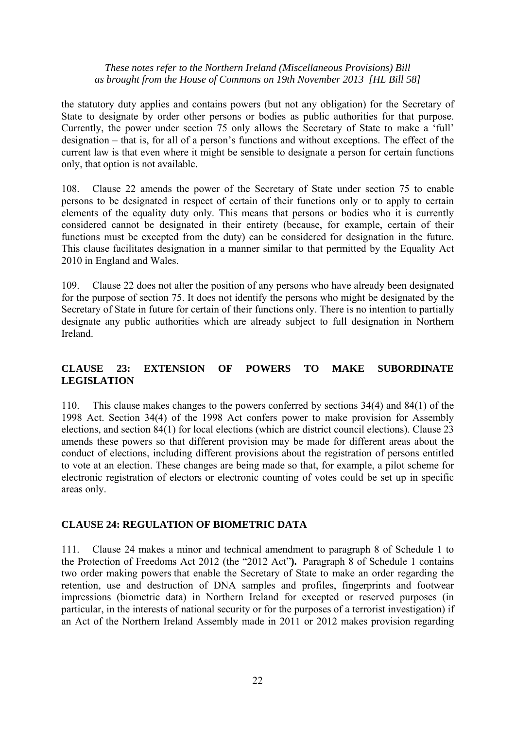the statutory duty applies and contains powers (but not any obligation) for the Secretary of State to designate by order other persons or bodies as public authorities for that purpose. Currently, the power under section 75 only allows the Secretary of State to make a 'full' designation – that is, for all of a person's functions and without exceptions. The effect of the current law is that even where it might be sensible to designate a person for certain functions only, that option is not available.

108. Clause 22 amends the power of the Secretary of State under section 75 to enable persons to be designated in respect of certain of their functions only or to apply to certain elements of the equality duty only. This means that persons or bodies who it is currently considered cannot be designated in their entirety (because, for example, certain of their functions must be excepted from the duty) can be considered for designation in the future. This clause facilitates designation in a manner similar to that permitted by the Equality Act 2010 in England and Wales.

109. Clause 22 does not alter the position of any persons who have already been designated for the purpose of section 75. It does not identify the persons who might be designated by the Secretary of State in future for certain of their functions only. There is no intention to partially designate any public authorities which are already subject to full designation in Northern Ireland.

## CLAUSE 23: EXTENSION OF POWERS TO MAKE SUBORDINATE LEGISLATION

110. This clause makes changes to the powers conferred by sections 34(4) and 84(1) of the 1998 Act. Section 34(4) of the 1998 Act confers power to make provision for Assembly elections, and section 84(1) for local elections (which are district council elections). Clause 23 amends these powers so that different provision may be made for different areas about the conduct of elections, including different provisions about the registration of persons entitled to vote at an election. These changes are being made so that, for example, a pilot scheme for electronic registration of electors or electronic counting of votes could be set up in specific areas only.

## CLAUSE 24: REGULATION OF BIOMETRIC DATA

111. Clause 24 makes a minor and technical amendment to paragraph 8 of Schedule 1 to the Protection of Freedoms Act 2012 (the "2012 Act"**).** Paragraph 8 of Schedule 1 contains two order making powers that enable the Secretary of State to make an order regarding the retention, use and destruction of DNA samples and profiles, fingerprints and footwear impressions (biometric data) in Northern Ireland for excepted or reserved purposes (in particular, in the interests of national security or for the purposes of a terrorist investigation) if an Act of the Northern Ireland Assembly made in 2011 or 2012 makes provision regarding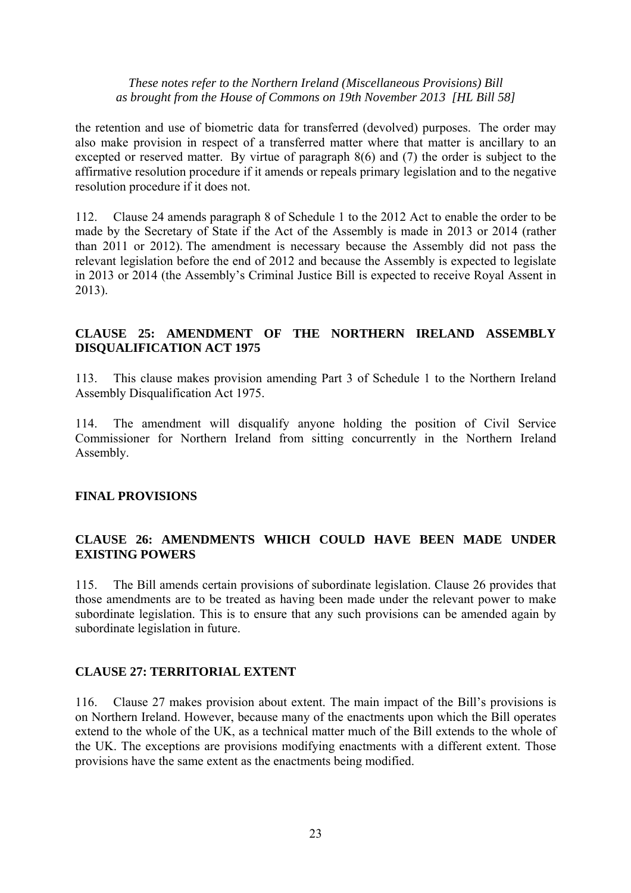the retention and use of biometric data for transferred (devolved) purposes. The order may also make provision in respect of a transferred matter where that matter is ancillary to an excepted or reserved matter. By virtue of paragraph 8(6) and (7) the order is subject to the affirmative resolution procedure if it amends or repeals primary legislation and to the negative resolution procedure if it does not.

112. Clause 24 amends paragraph 8 of Schedule 1 to the 2012 Act to enable the order to be made by the Secretary of State if the Act of the Assembly is made in 2013 or 2014 (rather than 2011 or 2012). The amendment is necessary because the Assembly did not pass the relevant legislation before the end of 2012 and because the Assembly is expected to legislate in 2013 or 2014 (the Assembly's Criminal Justice Bill is expected to receive Royal Assent in 2013).

**CLAUSE 25: AMENDMENT OF THE NORTHERN IRELAND ASSEMBLY DISQUALIFICATION ACT 1975**

113. This clause makes provision amending Part 3 of Schedule 1 to the Northern Ireland Assembly Disqualification Act 1975.

114. The amendment will disqualify anyone holding the position of Civil Service Commissioner for Northern Ireland from sitting concurrently in the Northern Ireland Assembly.

**FINAL PROVISIONS**

**CLAUSE 26: AMENDMENTS WHICH COULD HAVE BEEN MADE UNDER EXISTING POWERS**

115. The Bill amends certain provisions of subordinate legislation. Clause 26 provides that those amendments are to be treated as having been made under the relevant power to make subordinate legislation. This is to ensure that any such provisions can be amended again by subordinate legislation in future.

**CLAUSE 27: TERRITORIAL EXTENT**

116. Clause 27 makes provision about extent. The main impact of the Bill's provisions is on Northern Ireland. However, because many of the enactments upon which the Bill operates extend to the whole of the UK, as a technical matter much of the Bill extends to the whole of the UK. The exceptions are provisions modifying enactments with a different extent. Those provisions have the same extent as the enactments being modified.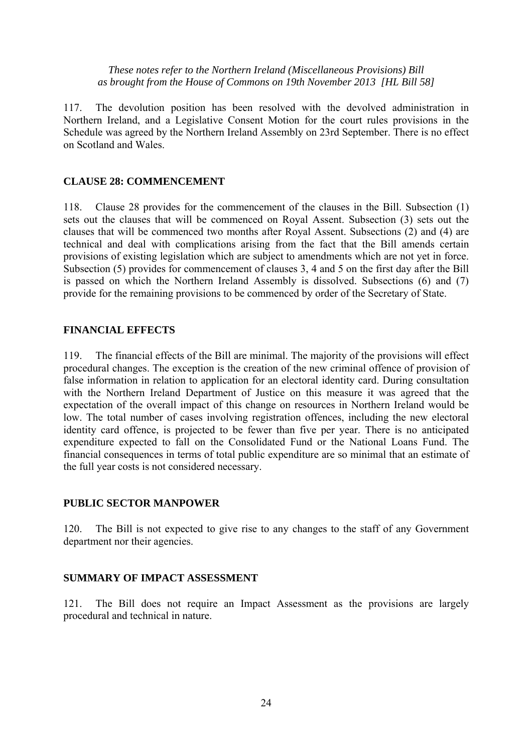117. The devolution position has been resolved with the devolved administration in Northern Ireland, and a Legislative Consent Motion for the court rules provisions in the Schedule was agreed by the Northern Ireland Assembly on 23rd September. There is no effect on Scotland and Wales.

## CLAUSE 28: COMMENCEMENT

118. Clause 28 provides for the commencement of the clauses in the Bill. Subsection (1) sets out the clauses that will be commenced on Royal Assent. Subsection (3) sets out the clauses that will be commenced two months after Royal Assent. Subsections (2) and (4) are technical and deal with complications arising from the fact that the Bill amends certain provisions of existing legislation which are subject to amendments which are not yet in force. Subsection (5) provides for commencement of clauses 3, 4 and 5 on the first day after the Bill is passed on which the Northern Ireland Assembly is dissolved. Subsections (6) and (7) provide for the remaining provisions to be commenced by order of the Secretary of State.

## FINANCIAL EFFECTS

119. The financial effects of the Bill are minimal. The majority of the provisions will effect procedural changes. The exception is the creation of the new criminal offence of provision of false information in relation to application for an electoral identity card. During consultation with the Northern Ireland Department of Justice on this measure it was agreed that the expectation of the overall impact of this change on resources in Northern Ireland would be low. The total number of cases involving registration offences, including the new electoral identity card offence, is projected to be fewer than five per year. There is no anticipated expenditure expected to fall on the Consolidated Fund or the National Loans Fund. The financial consequences in terms of total public expenditure are so minimal that an estimate of the full year costs is not considered necessary.

## PUBLIC SECTOR MANPOWER

120. The Bill is not expected to give rise to any changes to the staff of any Government department nor their agencies.

## SUMMARY OF IMPACT ASSESSMENT

121. The Bill does not require an Impact Assessment as the provisions are largely procedural and technical in nature.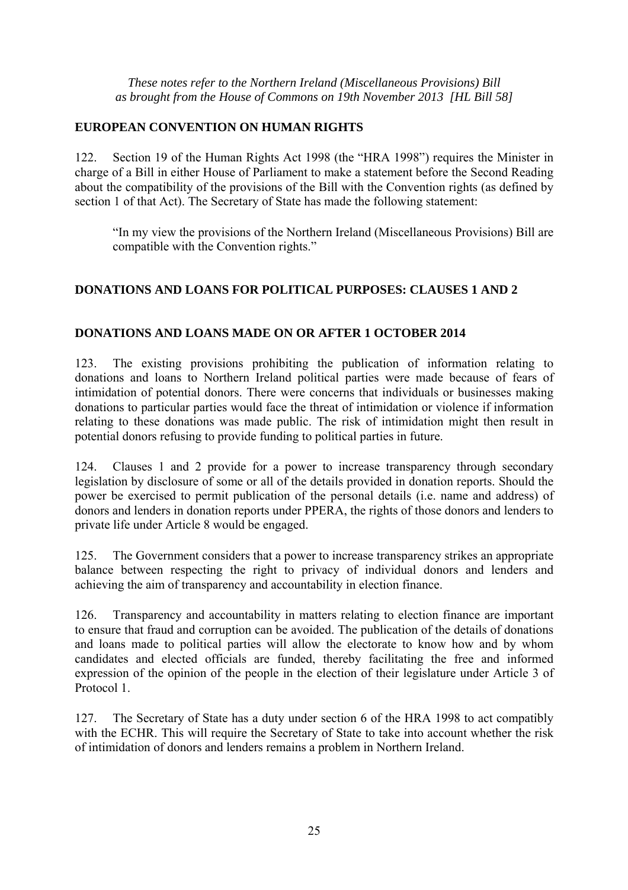*These notes refer to the Northern Ireland (Miscellaneous Provisions) Bill as brought from the House of Commons on 19th November 2013 [HL Bill 58]*

## EUROPEAN CONVENTION ON HUMAN RIGHTS

122. Section 19 of the Human Rights Act 1998 (the "HRA 1998") requires the Minister in charge of a Bill in either House of Parliament to make a statement before the Second Reading about the compatibility of the provisions of the Bill with the Convention rights (as defined by section 1 of that Act). The Secretary of State has made the following statement:

> "In my view the provisions of the Northern Ireland (Miscellaneous Provisions) Bill are compatible with the Convention rights."

## DONATIONS AND LOANS FOR POLITICAL PURPOSES: CLAUSES 1 AND 2

## DONATIONS AND LOANS MADE ON OR AFTER 1 OCTOBER 2014

123. The existing provisions prohibiting the publication of information relating to donations and loans to Northern Ireland political parties were made because of fears of intimidation of potential donors. There were concerns that individuals or businesses making donations to particular parties would face the threat of intimidation or violence if information relating to these donations was made public. The risk of intimidation might then result in potential donors refusing to provide funding to political parties in future.

124. Clauses 1 and 2 provide for a power to increase transparency through secondary legislation by disclosure of some or all of the details provided in donation reports. Should the power be exercised to permit publication of the personal details (i.e. name and address) of donors and lenders in donation reports under PPERA, the rights of those donors and lenders to private life under Article 8 would be engaged.

125. The Government considers that a power to increase transparency strikes an appropriate balance between respecting the right to privacy of individual donors and lenders and achieving the aim of transparency and accountability in election finance.

126. Transparency and accountability in matters relating to election finance are important to ensure that fraud and corruption can be avoided. The publication of the details of donations and loans made to political parties will allow the electorate to know how and by whom candidates and elected officials are funded, thereby facilitating the free and informed expression of the opinion of the people in the election of their legislature under Article 3 of Protocol 1.

127. The Secretary of State has a duty under section 6 of the HRA 1998 to act compatibly with the ECHR. This will require the Secretary of State to take into account whether the risk of intimidation of donors and lenders remains a problem in Northern Ireland.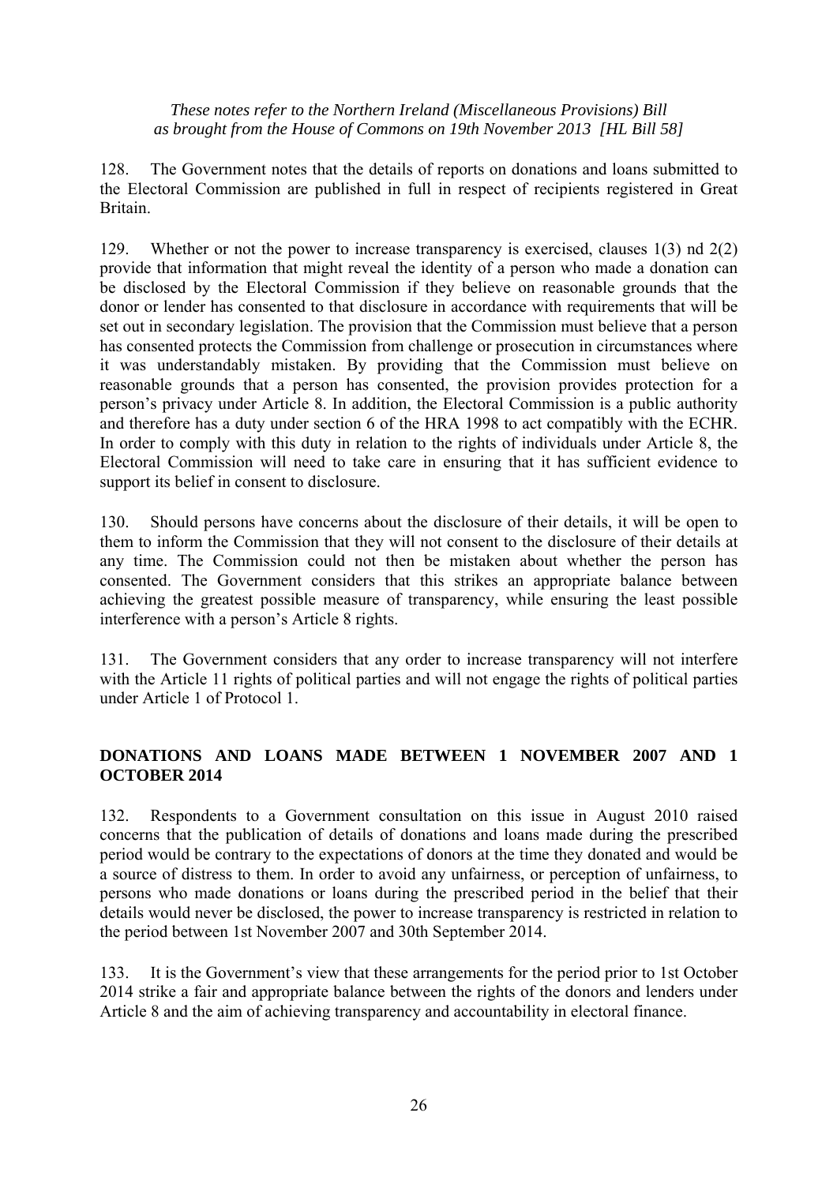*These notes refer to the Northern Ireland (Miscellaneous Provisions) Bill as brought from the House of Commons on 19th November 2013 [HL Bill 58]*

128. The Government notes that the details of reports on donations and loans submitted to the Electoral Commission are published in full in respect of recipients registered in Great Britain.

129. Whether or not the power to increase transparency is exercised, clauses 1(3) nd 2(2) provide that information that might reveal the identity of a person who made a donation can be disclosed by the Electoral Commission if they believe on reasonable grounds that the donor or lender has consented to that disclosure in accordance with requirements that will be set out in secondary legislation. The provision that the Commission must believe that a person has consented protects the Commission from challenge or prosecution in circumstances where it was understandably mistaken. By providing that the Commission must believe on reasonable grounds that a person has consented, the provision provides protection for a person's privacy under Article 8. In addition, the Electoral Commission is a public authority and therefore has a duty under section 6 of the HRA 1998 to act compatibly with the ECHR. In order to comply with this duty in relation to the rights of individuals under Article 8, the Electoral Commission will need to take care in ensuring that it has sufficient evidence to support its belief in consent to disclosure.

130. Should persons have concerns about the disclosure of their details, it will be open to them to inform the Commission that they will not consent to the disclosure of their details at any time. The Commission could not then be mistaken about whether the person has consented. The Government considers that this strikes an appropriate balance between achieving the greatest possible measure of transparency, while ensuring the least possible interference with a person's Article 8 rights.

131. The Government considers that any order to increase transparency will not interfere with the Article 11 rights of political parties and will not engage the rights of political parties under Article 1 of Protocol 1.

**DONATIONS AND LOANS MADE BETWEEN 1 NOVEMBER 2007 AND 1 OCTOBER 2014**

132. Respondents to a Government consultation on this issue in August 2010 raised concerns that the publication of details of donations and loans made during the prescribed period would be contrary to the expectations of donors at the time they donated and would be a source of distress to them. In order to avoid any unfairness, or perception of unfairness, to persons who made donations or loans during the prescribed period in the belief that their details would never be disclosed, the power to increase transparency is restricted in relation to the period between 1st November 2007 and 30th September 2014.

133. It is the Government's view that these arrangements for the period prior to 1st October 2014 strike a fair and appropriate balance between the rights of the donors and lenders under Article 8 and the aim of achieving transparency and accountability in electoral finance.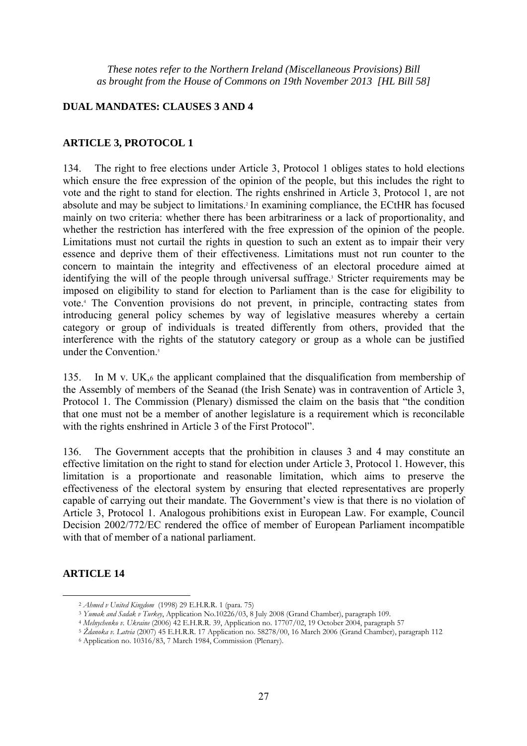*These notes refer to the Northern Ireland (Miscellaneous Provisions) Bill as brought from the House of Commons on 19th November 2013 [HL Bill 58]*

## DUAL MANDATES: CLAUSES 3 AND 4

### ARTICLE 3, PROTOCOL 1

134. The right to free elections under Article 3, Protocol 1 obliges states to hold elections which ensure the free expression of the opinion of the people, but this includes the right to vote and the right to stand for election. The rights enshrined in Article 3, Protocol 1, are not absolute and may be subject to limitations.[2] In examining compliance, the ECtHR has focused mainly on two criteria: whether there has been arbitrariness or a lack of proportionality, and whether the restriction has interfered with the free expression of the opinion of the people. Limitations must not curtail the rights in question to such an extent as to impair their very essence and deprive them of their effectiveness. Limitations must not run counter to the concern to maintain the integrity and effectiveness of an electoral procedure aimed at identifying the will of the people through universal suffrage.[3] Stricter requirements may be imposed on eligibility to stand for election to Parliament than is the case for eligibility to vote.[4] The Convention provisions do not prevent, in principle, contracting states from introducing general policy schemes by way of legislative measures whereby a certain category or group of individuals is treated differently from others, provided that the interference with the rights of the statutory category or group as a whole can be justified under the Convention.[5]

135. In M v. UK,[6] the applicant complained that the disqualification from membership of the Assembly of members of the Seanad (the Irish Senate) was in contravention of Article 3, Protocol 1. The Commission (Plenary) dismissed the claim on the basis that "the condition that one must not be a member of another legislature is a requirement which is reconcilable with the rights enshrined in Article 3 of the First Protocol".

136. The Government accepts that the prohibition in clauses 3 and 4 may constitute an effective limitation on the right to stand for election under Article 3, Protocol 1. However, this limitation is a proportionate and reasonable limitation, which aims to preserve the effectiveness of the electoral system by ensuring that elected representatives are properly capable of carrying out their mandate. The Government's view is that there is no violation of Article 3, Protocol 1. Analogous prohibitions exist in European Law. For example, Council Decision 2002/772/EC rendered the office of member of European Parliament incompatible with that of member of a national parliament.

### ARTICLE 14

---

[2] *Ahmed v United Kingdom* (1998) 29 E.H.R.R. 1 (para. 75)

[3] *Yumak and Sadak v Turkey*, Application No.10226/03, 8 July 2008 (Grand Chamber), paragraph 109.

[4] *Melnychenko v. Ukraine* (2006) 42 E.H.R.R. 39, Application no. 17707/02, 19 October 2004, paragraph 57

[5] *Ždanoka v. Latvia* (2007) 45 E.H.R.R. 17 Application no. 58278/00, 16 March 2006 (Grand Chamber), paragraph 112

[6] Application no. 10316/83, 7 March 1984, Commission (Plenary).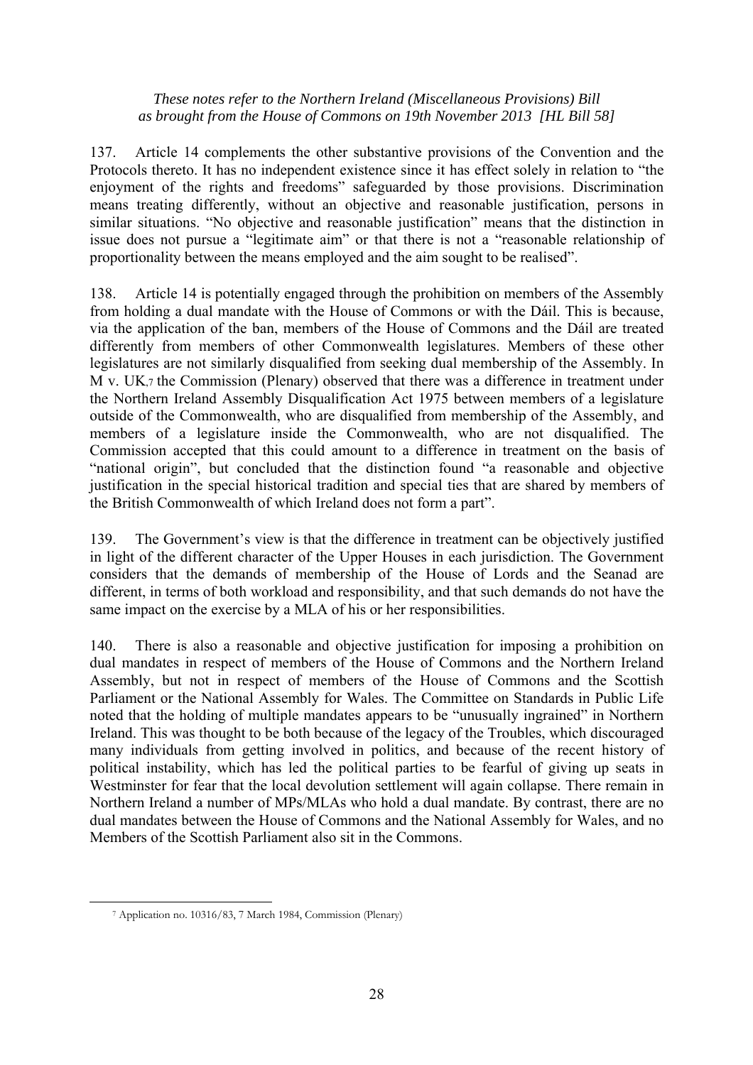137. Article 14 complements the other substantive provisions of the Convention and the Protocols thereto. It has no independent existence since it has effect solely in relation to "the enjoyment of the rights and freedoms" safeguarded by those provisions. Discrimination means treating differently, without an objective and reasonable justification, persons in similar situations. "No objective and reasonable justification" means that the distinction in issue does not pursue a "legitimate aim" or that there is not a "reasonable relationship of proportionality between the means employed and the aim sought to be realised".

138. Article 14 is potentially engaged through the prohibition on members of the Assembly from holding a dual mandate with the House of Commons or with the Dáil. This is because, via the application of the ban, members of the House of Commons and the Dáil are treated differently from members of other Commonwealth legislatures. Members of these other legislatures are not similarly disqualified from seeking dual membership of the Assembly. In M v. UK,[7] the Commission (Plenary) observed that there was a difference in treatment under the Northern Ireland Assembly Disqualification Act 1975 between members of a legislature outside of the Commonwealth, who are disqualified from membership of the Assembly, and members of a legislature inside the Commonwealth, who are not disqualified. The Commission accepted that this could amount to a difference in treatment on the basis of "national origin", but concluded that the distinction found "a reasonable and objective justification in the special historical tradition and special ties that are shared by members of the British Commonwealth of which Ireland does not form a part".

139. The Government's view is that the difference in treatment can be objectively justified in light of the different character of the Upper Houses in each jurisdiction. The Government considers that the demands of membership of the House of Lords and the Seanad are different, in terms of both workload and responsibility, and that such demands do not have the same impact on the exercise by a MLA of his or her responsibilities.

140. There is also a reasonable and objective justification for imposing a prohibition on dual mandates in respect of members of the House of Commons and the Northern Ireland Assembly, but not in respect of members of the House of Commons and the Scottish Parliament or the National Assembly for Wales. The Committee on Standards in Public Life noted that the holding of multiple mandates appears to be "unusually ingrained" in Northern Ireland. This was thought to be both because of the legacy of the Troubles, which discouraged many individuals from getting involved in politics, and because of the recent history of political instability, which has led the political parties to be fearful of giving up seats in Westminster for fear that the local devolution settlement will again collapse. There remain in Northern Ireland a number of MPs/MLAs who hold a dual mandate. By contrast, there are no dual mandates between the House of Commons and the National Assembly for Wales, and no Members of the Scottish Parliament also sit in the Commons.

---

[7] Application no. 10316/83, 7 March 1984, Commission (Plenary)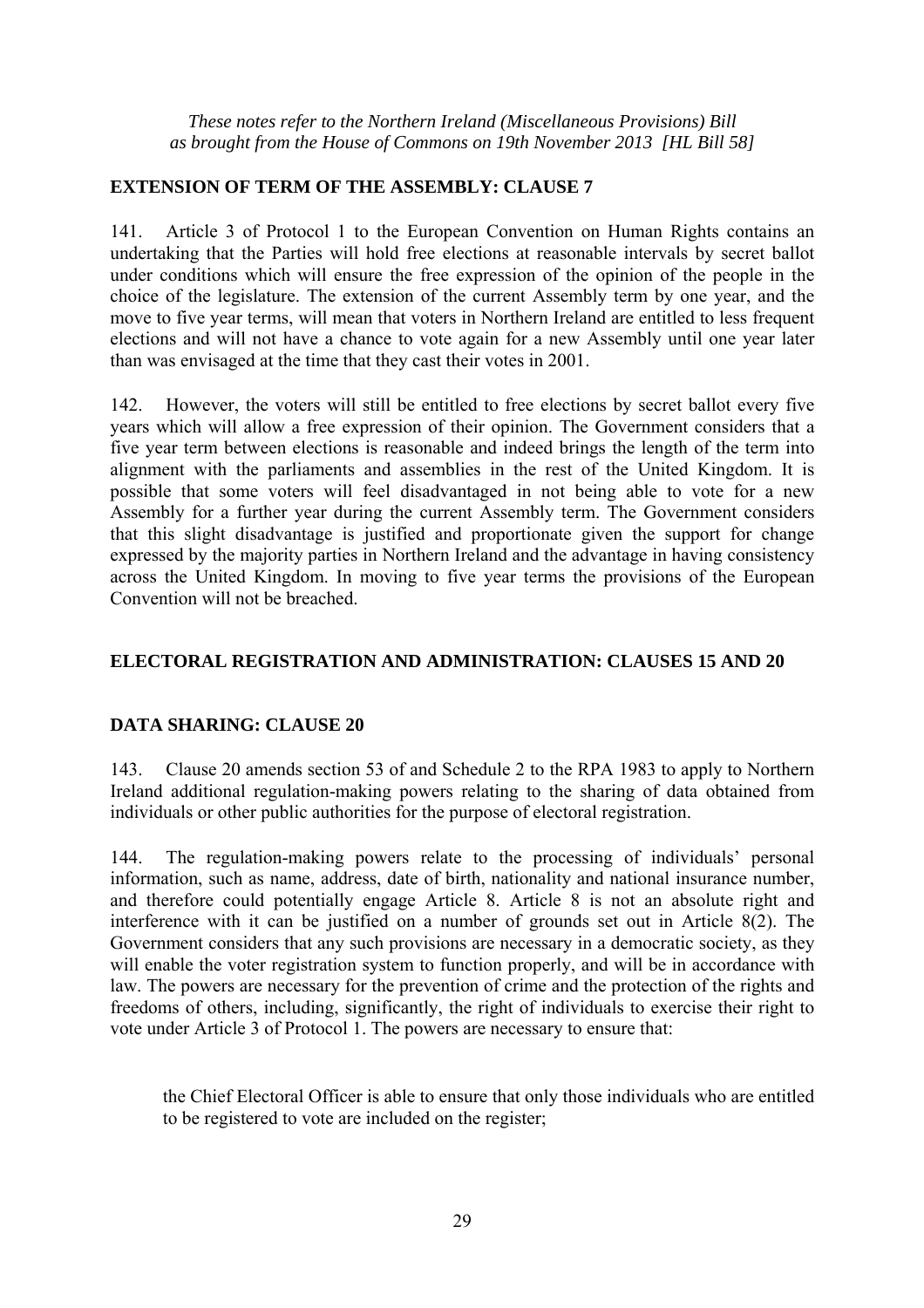*These notes refer to the Northern Ireland (Miscellaneous Provisions) Bill as brought from the House of Commons on 19th November 2013 [HL Bill 58]*

## EXTENSION OF TERM OF THE ASSEMBLY: CLAUSE 7

141. Article 3 of Protocol 1 to the European Convention on Human Rights contains an undertaking that the Parties will hold free elections at reasonable intervals by secret ballot under conditions which will ensure the free expression of the opinion of the people in the choice of the legislature. The extension of the current Assembly term by one year, and the move to five year terms, will mean that voters in Northern Ireland are entitled to less frequent elections and will not have a chance to vote again for a new Assembly until one year later than was envisaged at the time that they cast their votes in 2001.

142. However, the voters will still be entitled to free elections by secret ballot every five years which will allow a free expression of their opinion. The Government considers that a five year term between elections is reasonable and indeed brings the length of the term into alignment with the parliaments and assemblies in the rest of the United Kingdom. It is possible that some voters will feel disadvantaged in not being able to vote for a new Assembly for a further year during the current Assembly term. The Government considers that this slight disadvantage is justified and proportionate given the support for change expressed by the majority parties in Northern Ireland and the advantage in having consistency across the United Kingdom. In moving to five year terms the provisions of the European Convention will not be breached.

## ELECTORAL REGISTRATION AND ADMINISTRATION: CLAUSES 15 AND 20

## DATA SHARING: CLAUSE 20

143. Clause 20 amends section 53 of and Schedule 2 to the RPA 1983 to apply to Northern Ireland additional regulation-making powers relating to the sharing of data obtained from individuals or other public authorities for the purpose of electoral registration.

144. The regulation-making powers relate to the processing of individuals' personal information, such as name, address, date of birth, nationality and national insurance number, and therefore could potentially engage Article 8. Article 8 is not an absolute right and interference with it can be justified on a number of grounds set out in Article 8(2). The Government considers that any such provisions are necessary in a democratic society, as they will enable the voter registration system to function properly, and will be in accordance with law. The powers are necessary for the prevention of crime and the protection of the rights and freedoms of others, including, significantly, the right of individuals to exercise their right to vote under Article 3 of Protocol 1. The powers are necessary to ensure that:

- the Chief Electoral Officer is able to ensure that only those individuals who are entitled to be registered to vote are included on the register;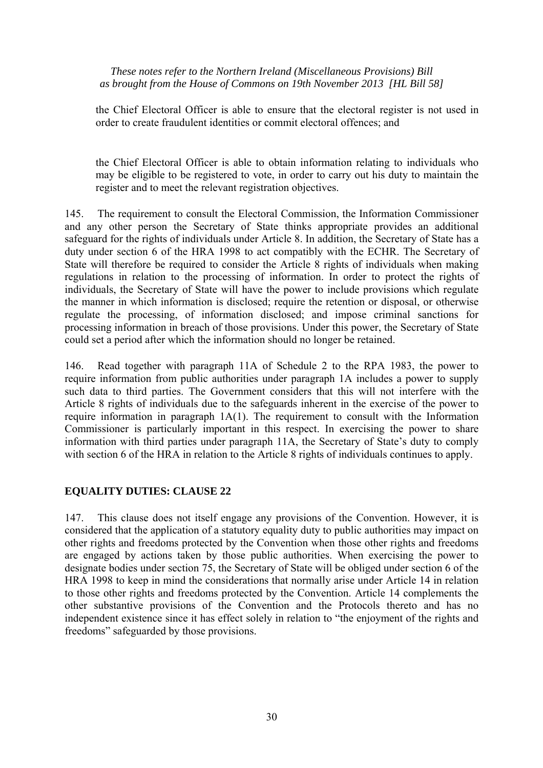the Chief Electoral Officer is able to ensure that the electoral register is not used in order to create fraudulent identities or commit electoral offences; and

the Chief Electoral Officer is able to obtain information relating to individuals who may be eligible to be registered to vote, in order to carry out his duty to maintain the register and to meet the relevant registration objectives.

145. The requirement to consult the Electoral Commission, the Information Commissioner and any other person the Secretary of State thinks appropriate provides an additional safeguard for the rights of individuals under Article 8. In addition, the Secretary of State has a duty under section 6 of the HRA 1998 to act compatibly with the ECHR. The Secretary of State will therefore be required to consider the Article 8 rights of individuals when making regulations in relation to the processing of information. In order to protect the rights of individuals, the Secretary of State will have the power to include provisions which regulate the manner in which information is disclosed; require the retention or disposal, or otherwise regulate the processing, of information disclosed; and impose criminal sanctions for processing information in breach of those provisions. Under this power, the Secretary of State could set a period after which the information should no longer be retained.

146. Read together with paragraph 11A of Schedule 2 to the RPA 1983, the power to require information from public authorities under paragraph 1A includes a power to supply such data to third parties. The Government considers that this will not interfere with the Article 8 rights of individuals due to the safeguards inherent in the exercise of the power to require information in paragraph 1A(1). The requirement to consult with the Information Commissioner is particularly important in this respect. In exercising the power to share information with third parties under paragraph 11A, the Secretary of State's duty to comply with section 6 of the HRA in relation to the Article 8 rights of individuals continues to apply.

## EQUALITY DUTIES: CLAUSE 22

147. This clause does not itself engage any provisions of the Convention. However, it is considered that the application of a statutory equality duty to public authorities may impact on other rights and freedoms protected by the Convention when those other rights and freedoms are engaged by actions taken by those public authorities. When exercising the power to designate bodies under section 75, the Secretary of State will be obliged under section 6 of the HRA 1998 to keep in mind the considerations that normally arise under Article 14 in relation to those other rights and freedoms protected by the Convention. Article 14 complements the other substantive provisions of the Convention and the Protocols thereto and has no independent existence since it has effect solely in relation to "the enjoyment of the rights and freedoms" safeguarded by those provisions.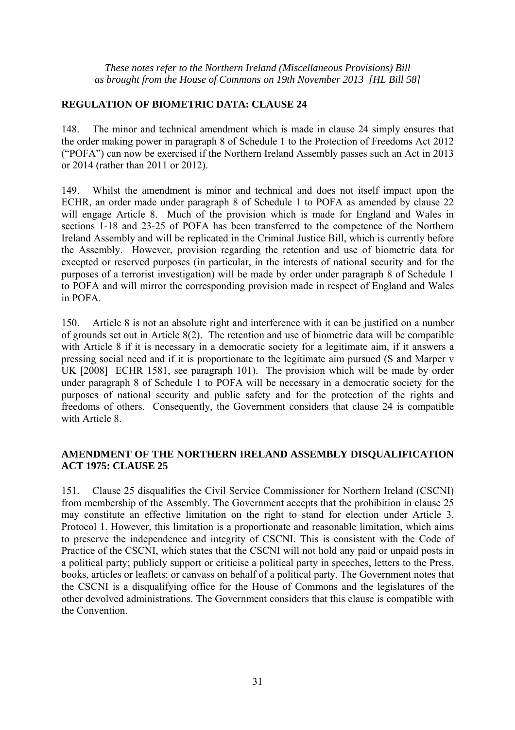*These notes refer to the Northern Ireland (Miscellaneous Provisions) Bill as brought from the House of Commons on 19th November 2013 [HL Bill 58]*

## REGULATION OF BIOMETRIC DATA: CLAUSE 24

148. The minor and technical amendment which is made in clause 24 simply ensures that the order making power in paragraph 8 of Schedule 1 to the Protection of Freedoms Act 2012 ("POFA") can now be exercised if the Northern Ireland Assembly passes such an Act in 2013 or 2014 (rather than 2011 or 2012).

149. Whilst the amendment is minor and technical and does not itself impact upon the ECHR, an order made under paragraph 8 of Schedule 1 to POFA as amended by clause 22 will engage Article 8. Much of the provision which is made for England and Wales in sections 1-18 and 23-25 of POFA has been transferred to the competence of the Northern Ireland Assembly and will be replicated in the Criminal Justice Bill, which is currently before the Assembly. However, provision regarding the retention and use of biometric data for excepted or reserved purposes (in particular, in the interests of national security and for the purposes of a terrorist investigation) will be made by order under paragraph 8 of Schedule 1 to POFA and will mirror the corresponding provision made in respect of England and Wales in POFA.

150. Article 8 is not an absolute right and interference with it can be justified on a number of grounds set out in Article 8(2). The retention and use of biometric data will be compatible with Article 8 if it is necessary in a democratic society for a legitimate aim, if it answers a pressing social need and if it is proportionate to the legitimate aim pursued (S and Marper v UK [2008] ECHR 1581, see paragraph 101). The provision which will be made by order under paragraph 8 of Schedule 1 to POFA will be necessary in a democratic society for the purposes of national security and public safety and for the protection of the rights and freedoms of others. Consequently, the Government considers that clause 24 is compatible with Article 8.

## AMENDMENT OF THE NORTHERN IRELAND ASSEMBLY DISQUALIFICATION ACT 1975: CLAUSE 25

151. Clause 25 disqualifies the Civil Service Commissioner for Northern Ireland (CSCNI) from membership of the Assembly. The Government accepts that the prohibition in clause 25 may constitute an effective limitation on the right to stand for election under Article 3, Protocol 1. However, this limitation is a proportionate and reasonable limitation, which aims to preserve the independence and integrity of CSCNI. This is consistent with the Code of Practice of the CSCNI, which states that the CSCNI will not hold any paid or unpaid posts in a political party; publicly support or criticise a political party in speeches, letters to the Press, books, articles or leaflets; or canvass on behalf of a political party. The Government notes that the CSCNI is a disqualifying office for the House of Commons and the legislatures of the other devolved administrations. The Government considers that this clause is compatible with the Convention.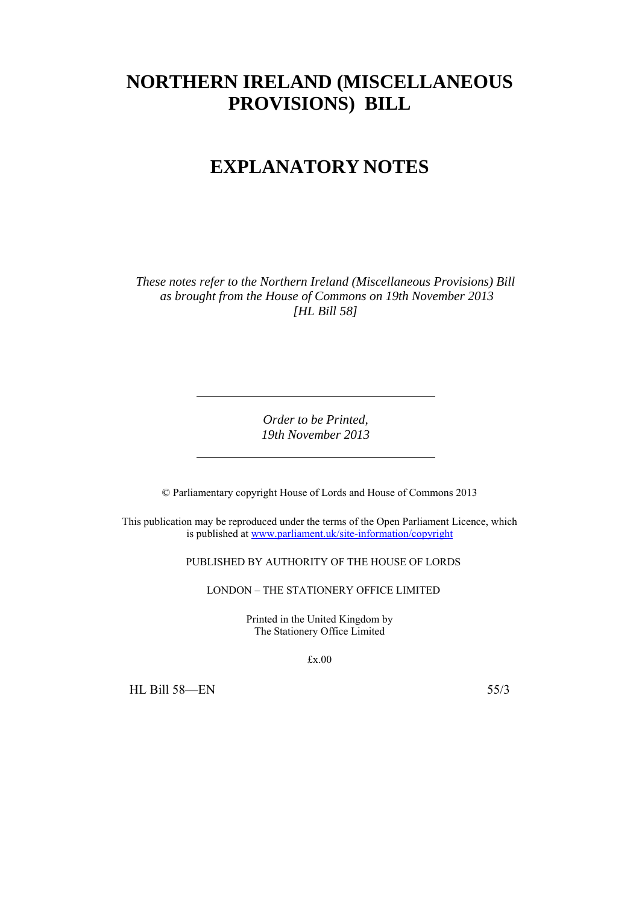# NORTHERN IRELAND (MISCELLANEOUS PROVISIONS) BILL

# EXPLANATORY NOTES

*These notes refer to the Northern Ireland (Miscellaneous Provisions) Bill as brought from the House of Commons on 19th November 2013 [HL Bill 58]*

---

*Order to be Printed,*
*19th November 2013*

---

© Parliamentary copyright House of Lords and House of Commons 2013

This publication may be reproduced under the terms of the Open Parliament Licence, which is published at www.parliament.uk/site-information/copyright

PUBLISHED BY AUTHORITY OF THE HOUSE OF LORDS

LONDON – THE STATIONERY OFFICE LIMITED

Printed in the United Kingdom by
The Stationery Office Limited

£x.00

HL Bill 58—EN 55/3